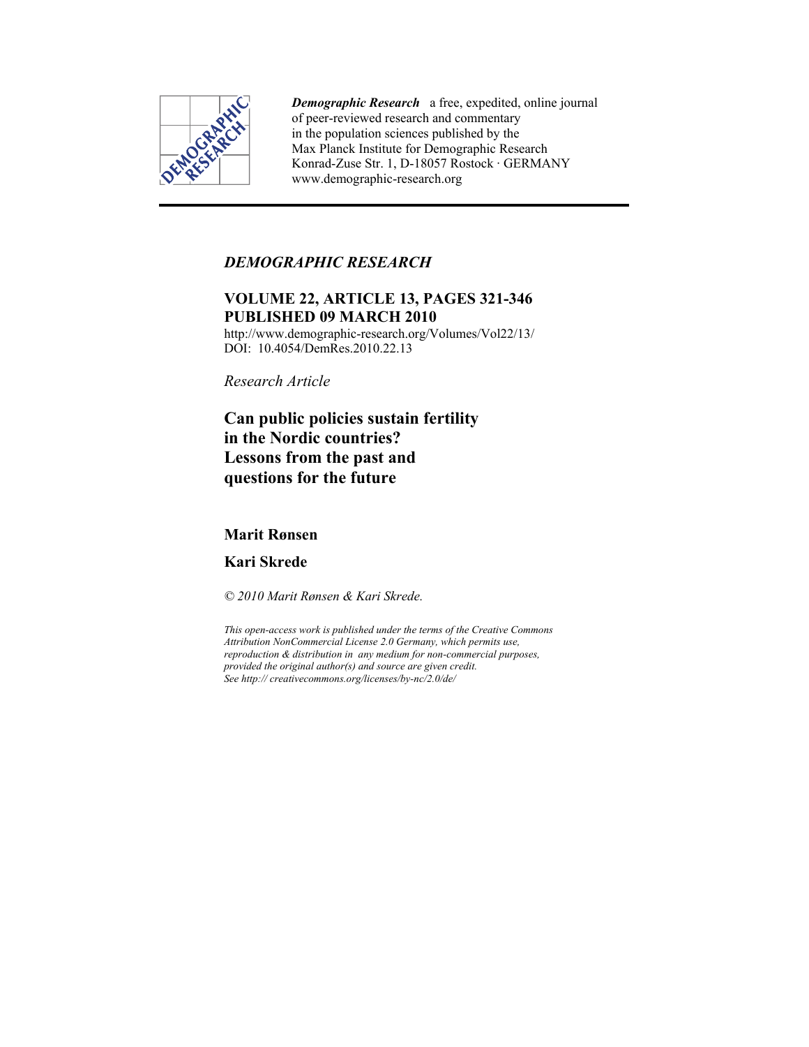*Demographic Research* a free, expedited, online journal of peer-reviewed research and commentary in the population sciences published by the Max Planck Institute for Demographic Research Konrad-Zuse Str. 1, D-18057 Rostock · GERMANY www.demographic-research.org

---

*DEMOGRAPHIC RESEARCH*

**VOLUME 22, ARTICLE 13, PAGES 321-346**
**PUBLISHED 09 MARCH 2010**

http://www.demographic-research.org/Volumes/Vol22/13/
DOI: 10.4054/DemRes.2010.22.13

*Research Article*

# Can public policies sustain fertility in the Nordic countries? Lessons from the past and questions for the future

**Marit Rønsen**

**Kari Skrede**

*© 2010 Marit Rønsen & Kari Skrede.*

*This open-access work is published under the terms of the Creative Commons Attribution NonCommercial License 2.0 Germany, which permits use, reproduction & distribution in any medium for non-commercial purposes, provided the original author(s) and source are given credit. See http:// creativecommons.org/licenses/by-nc/2.0/de/*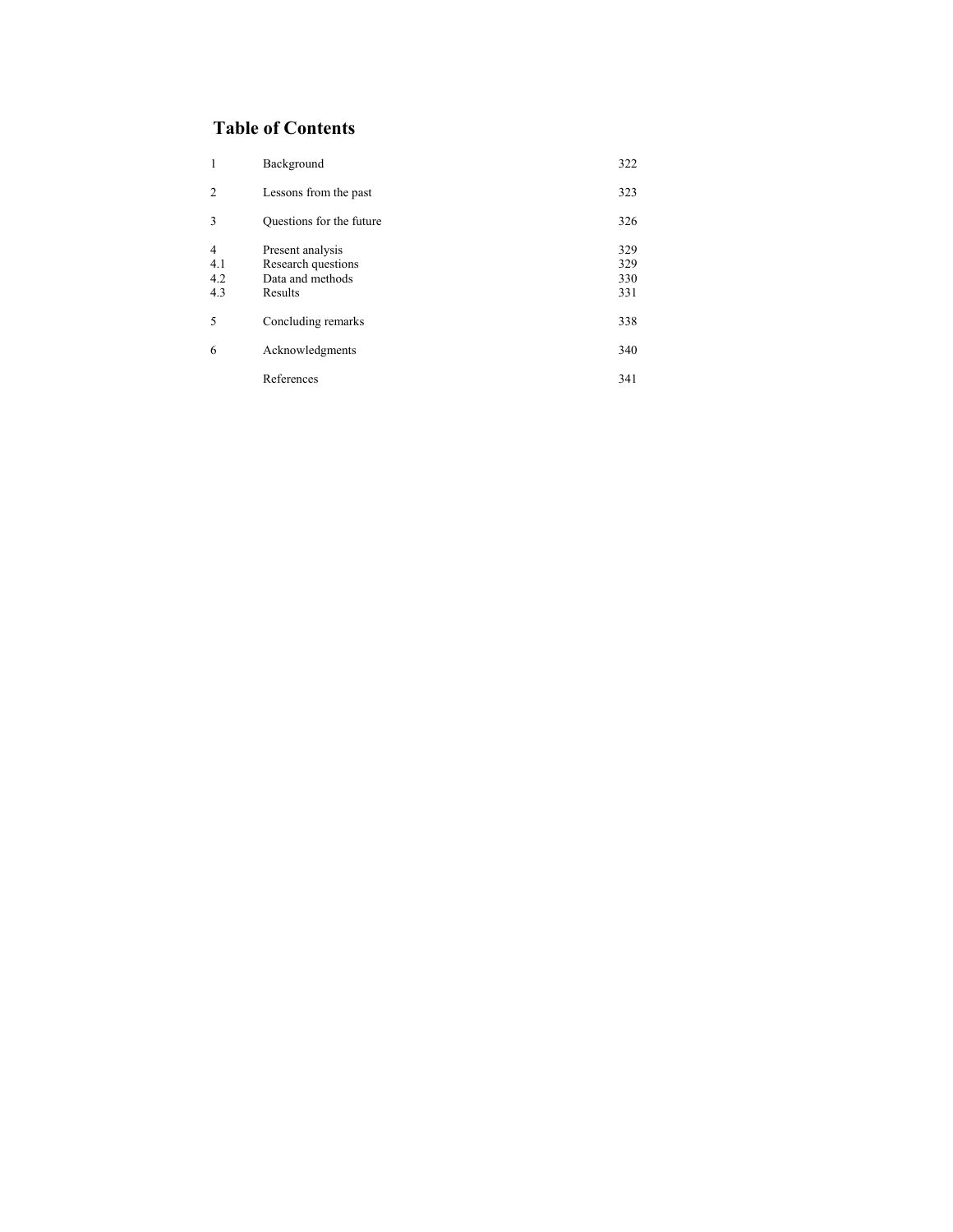## Table of Contents

| | | |
|---|---|---|
| 1 | Background | 322 |
| 2 | Lessons from the past | 323 |
| 3 | Questions for the future | 326 |
| 4 | Present analysis | 329 |
| 4.1 | Research questions | 329 |
| 4.2 | Data and methods | 330 |
| 4.3 | Results | 331 |
| 5 | Concluding remarks | 338 |
| 6 | Acknowledgments | 340 |
| | References | 341 |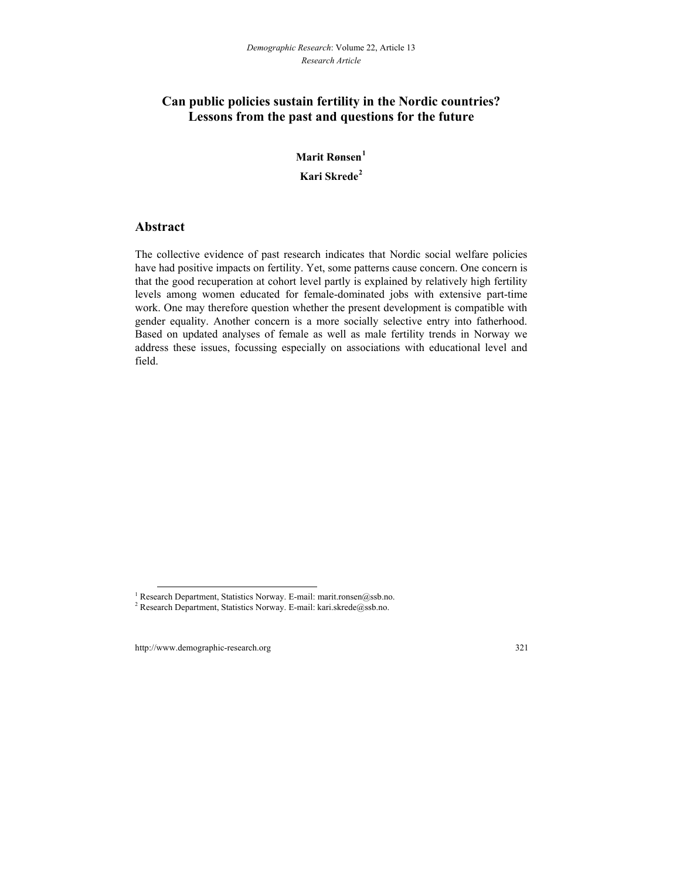# Can public policies sustain fertility in the Nordic countries? Lessons from the past and questions for the future

**Marit Rønsen**[1]

**Kari Skrede**[2]

## Abstract

The collective evidence of past research indicates that Nordic social welfare policies have had positive impacts on fertility. Yet, some patterns cause concern. One concern is that the good recuperation at cohort level partly is explained by relatively high fertility levels among women educated for female-dominated jobs with extensive part-time work. One may therefore question whether the present development is compatible with gender equality. Another concern is a more socially selective entry into fatherhood. Based on updated analyses of female as well as male fertility trends in Norway we address these issues, focussing especially on associations with educational level and field.

[1] Research Department, Statistics Norway. E-mail: marit.ronsen@ssb.no.

[2] Research Department, Statistics Norway. E-mail: kari.skrede@ssb.no.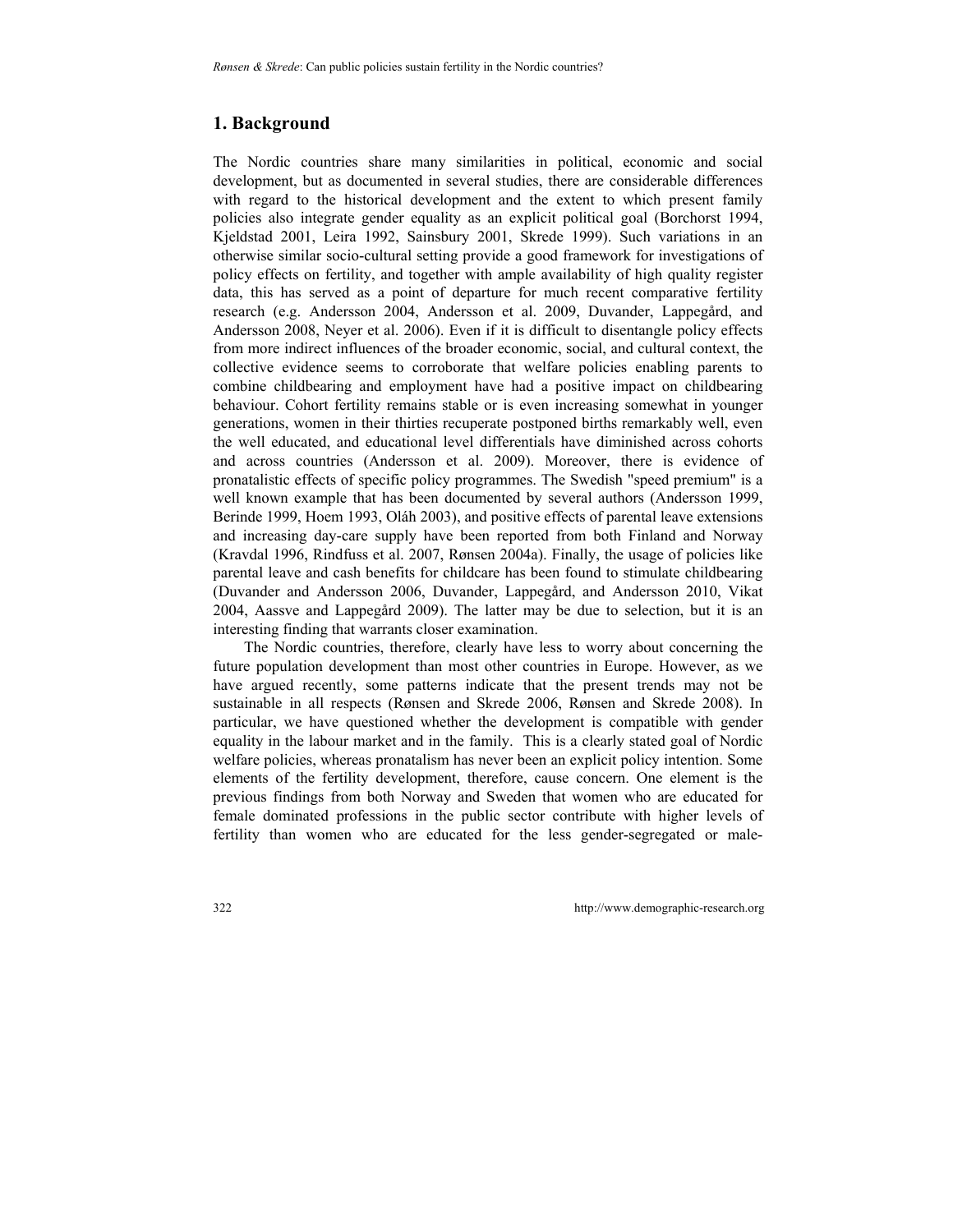## 1. Background

The Nordic countries share many similarities in political, economic and social development, but as documented in several studies, there are considerable differences with regard to the historical development and the extent to which present family policies also integrate gender equality as an explicit political goal (Borchorst 1994, Kjeldstad 2001, Leira 1992, Sainsbury 2001, Skrede 1999). Such variations in an otherwise similar socio-cultural setting provide a good framework for investigations of policy effects on fertility, and together with ample availability of high quality register data, this has served as a point of departure for much recent comparative fertility research (e.g. Andersson 2004, Andersson et al. 2009, Duvander, Lappegård, and Andersson 2008, Neyer et al. 2006). Even if it is difficult to disentangle policy effects from more indirect influences of the broader economic, social, and cultural context, the collective evidence seems to corroborate that welfare policies enabling parents to combine childbearing and employment have had a positive impact on childbearing behaviour. Cohort fertility remains stable or is even increasing somewhat in younger generations, women in their thirties recuperate postponed births remarkably well, even the well educated, and educational level differentials have diminished across cohorts and across countries (Andersson et al. 2009). Moreover, there is evidence of pronatalistic effects of specific policy programmes. The Swedish "speed premium" is a well known example that has been documented by several authors (Andersson 1999, Berinde 1999, Hoem 1993, Oláh 2003), and positive effects of parental leave extensions and increasing day-care supply have been reported from both Finland and Norway (Kravdal 1996, Rindfuss et al. 2007, Rønsen 2004a). Finally, the usage of policies like parental leave and cash benefits for childcare has been found to stimulate childbearing (Duvander and Andersson 2006, Duvander, Lappegård, and Andersson 2010, Vikat 2004, Aassve and Lappegård 2009). The latter may be due to selection, but it is an interesting finding that warrants closer examination.

The Nordic countries, therefore, clearly have less to worry about concerning the future population development than most other countries in Europe. However, as we have argued recently, some patterns indicate that the present trends may not be sustainable in all respects (Rønsen and Skrede 2006, Rønsen and Skrede 2008). In particular, we have questioned whether the development is compatible with gender equality in the labour market and in the family. This is a clearly stated goal of Nordic welfare policies, whereas pronatalism has never been an explicit policy intention. Some elements of the fertility development, therefore, cause concern. One element is the previous findings from both Norway and Sweden that women who are educated for female dominated professions in the public sector contribute with higher levels of fertility than women who are educated for the less gender-segregated or male-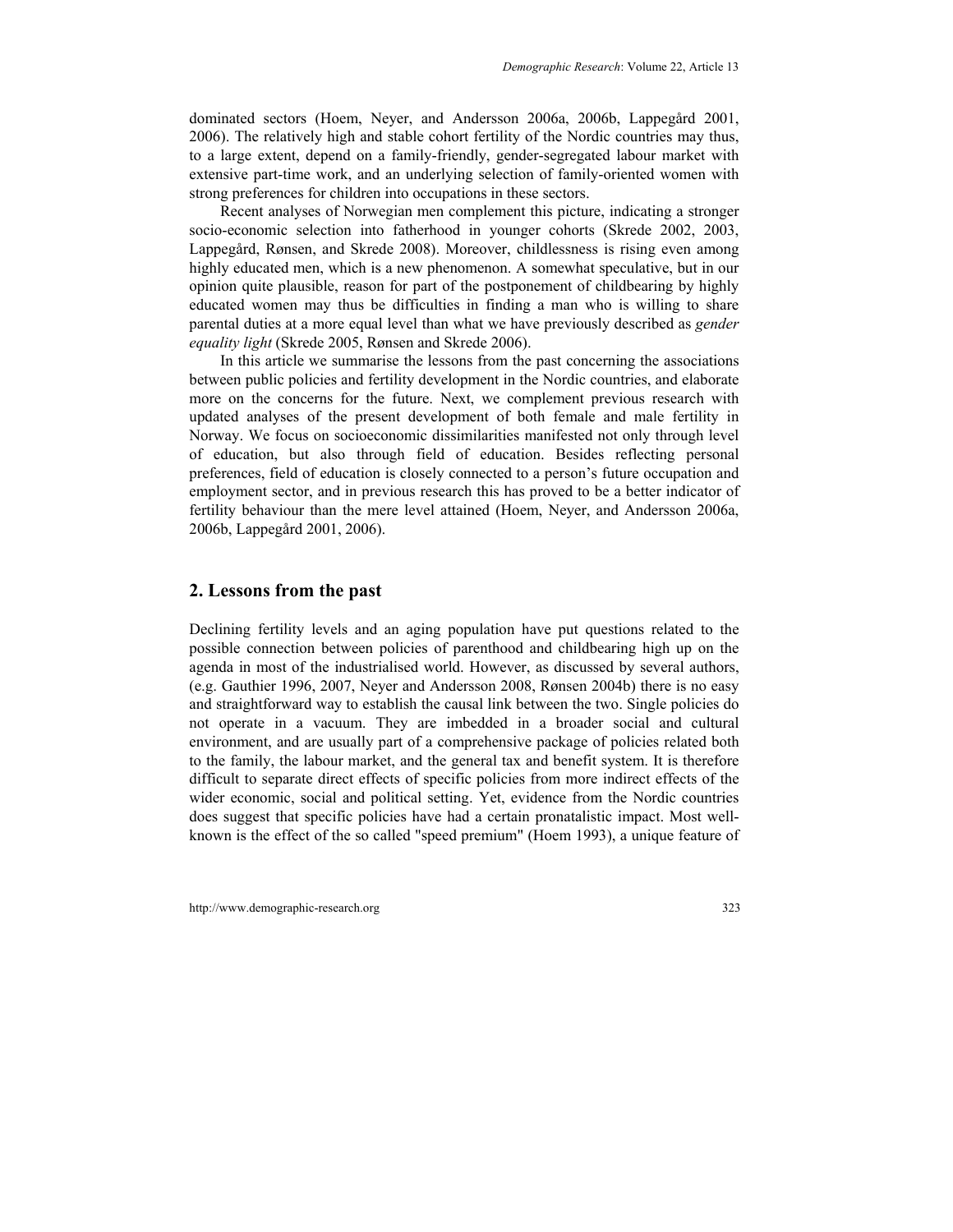dominated sectors (Hoem, Neyer, and Andersson 2006a, 2006b, Lappegård 2001, 2006). The relatively high and stable cohort fertility of the Nordic countries may thus, to a large extent, depend on a family-friendly, gender-segregated labour market with extensive part-time work, and an underlying selection of family-oriented women with strong preferences for children into occupations in these sectors.

Recent analyses of Norwegian men complement this picture, indicating a stronger socio-economic selection into fatherhood in younger cohorts (Skrede 2002, 2003, Lappegård, Rønsen, and Skrede 2008). Moreover, childlessness is rising even among highly educated men, which is a new phenomenon. A somewhat speculative, but in our opinion quite plausible, reason for part of the postponement of childbearing by highly educated women may thus be difficulties in finding a man who is willing to share parental duties at a more equal level than what we have previously described as *gender equality light* (Skrede 2005, Rønsen and Skrede 2006).

In this article we summarise the lessons from the past concerning the associations between public policies and fertility development in the Nordic countries, and elaborate more on the concerns for the future. Next, we complement previous research with updated analyses of the present development of both female and male fertility in Norway. We focus on socioeconomic dissimilarities manifested not only through level of education, but also through field of education. Besides reflecting personal preferences, field of education is closely connected to a person's future occupation and employment sector, and in previous research this has proved to be a better indicator of fertility behaviour than the mere level attained (Hoem, Neyer, and Andersson 2006a, 2006b, Lappegård 2001, 2006).

## 2. Lessons from the past

Declining fertility levels and an aging population have put questions related to the possible connection between policies of parenthood and childbearing high up on the agenda in most of the industrialised world. However, as discussed by several authors, (e.g. Gauthier 1996, 2007, Neyer and Andersson 2008, Rønsen 2004b) there is no easy and straightforward way to establish the causal link between the two. Single policies do not operate in a vacuum. They are imbedded in a broader social and cultural environment, and are usually part of a comprehensive package of policies related both to the family, the labour market, and the general tax and benefit system. It is therefore difficult to separate direct effects of specific policies from more indirect effects of the wider economic, social and political setting. Yet, evidence from the Nordic countries does suggest that specific policies have had a certain pronatalistic impact. Most well-known is the effect of the so called "speed premium" (Hoem 1993), a unique feature of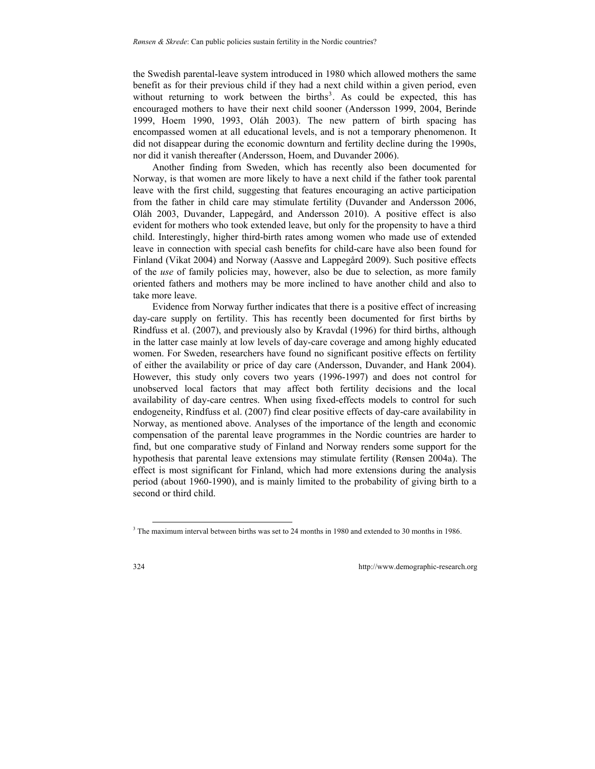the Swedish parental-leave system introduced in 1980 which allowed mothers the same benefit as for their previous child if they had a next child within a given period, even without returning to work between the births[3]. As could be expected, this has encouraged mothers to have their next child sooner (Andersson 1999, 2004, Berinde 1999, Hoem 1990, 1993, Oláh 2003). The new pattern of birth spacing has encompassed women at all educational levels, and is not a temporary phenomenon. It did not disappear during the economic downturn and fertility decline during the 1990s, nor did it vanish thereafter (Andersson, Hoem, and Duvander 2006).

Another finding from Sweden, which has recently also been documented for Norway, is that women are more likely to have a next child if the father took parental leave with the first child, suggesting that features encouraging an active participation from the father in child care may stimulate fertility (Duvander and Andersson 2006, Oláh 2003, Duvander, Lappegård, and Andersson 2010). A positive effect is also evident for mothers who took extended leave, but only for the propensity to have a third child. Interestingly, higher third-birth rates among women who made use of extended leave in connection with special cash benefits for child-care have also been found for Finland (Vikat 2004) and Norway (Aassve and Lappegård 2009). Such positive effects of the *use* of family policies may, however, also be due to selection, as more family oriented fathers and mothers may be more inclined to have another child and also to take more leave.

Evidence from Norway further indicates that there is a positive effect of increasing day-care supply on fertility. This has recently been documented for first births by Rindfuss et al. (2007), and previously also by Kravdal (1996) for third births, although in the latter case mainly at low levels of day-care coverage and among highly educated women. For Sweden, researchers have found no significant positive effects on fertility of either the availability or price of day care (Andersson, Duvander, and Hank 2004). However, this study only covers two years (1996-1997) and does not control for unobserved local factors that may affect both fertility decisions and the local availability of day-care centres. When using fixed-effects models to control for such endogeneity, Rindfuss et al. (2007) find clear positive effects of day-care availability in Norway, as mentioned above. Analyses of the importance of the length and economic compensation of the parental leave programmes in the Nordic countries are harder to find, but one comparative study of Finland and Norway renders some support for the hypothesis that parental leave extensions may stimulate fertility (Rønsen 2004a). The effect is most significant for Finland, which had more extensions during the analysis period (about 1960-1990), and is mainly limited to the probability of giving birth to a second or third child.

[3] The maximum interval between births was set to 24 months in 1980 and extended to 30 months in 1986.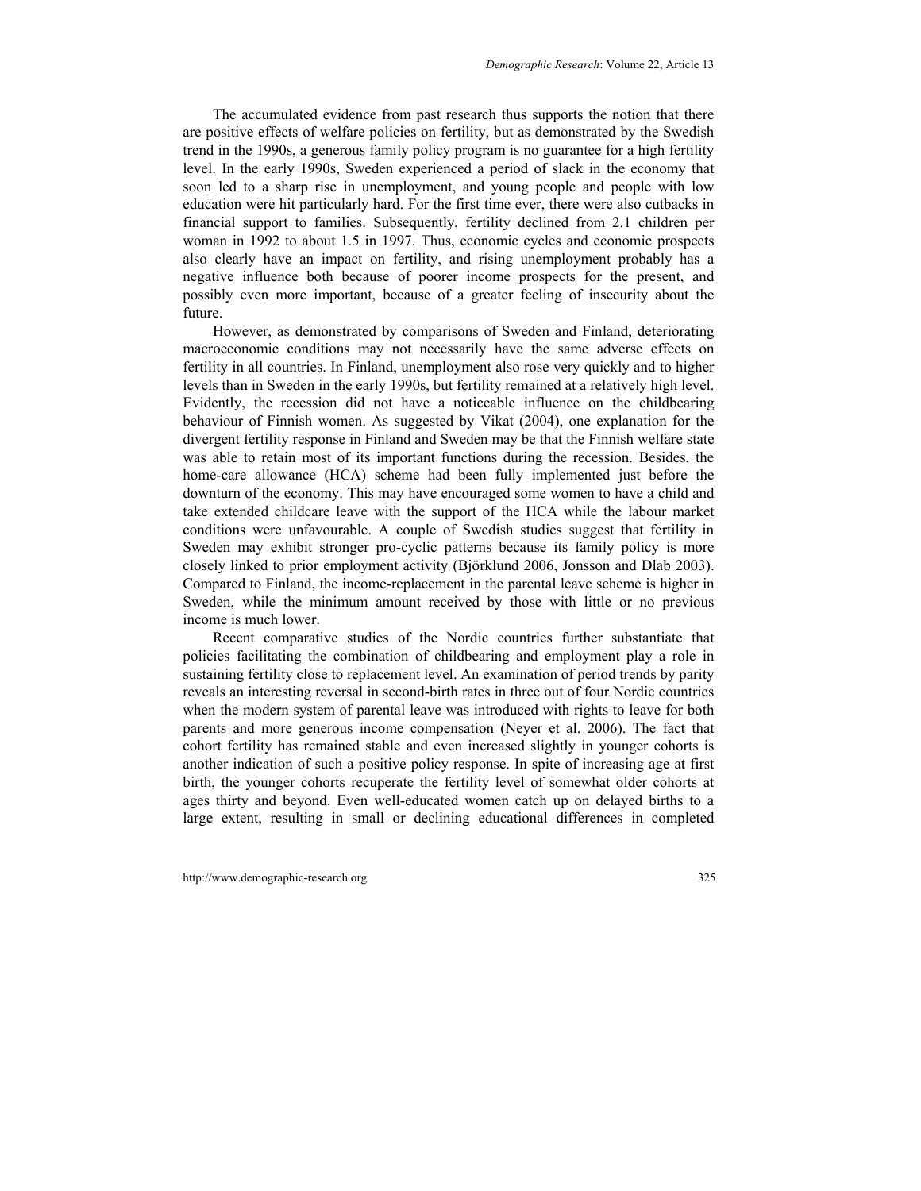The accumulated evidence from past research thus supports the notion that there are positive effects of welfare policies on fertility, but as demonstrated by the Swedish trend in the 1990s, a generous family policy program is no guarantee for a high fertility level. In the early 1990s, Sweden experienced a period of slack in the economy that soon led to a sharp rise in unemployment, and young people and people with low education were hit particularly hard. For the first time ever, there were also cutbacks in financial support to families. Subsequently, fertility declined from 2.1 children per woman in 1992 to about 1.5 in 1997. Thus, economic cycles and economic prospects also clearly have an impact on fertility, and rising unemployment probably has a negative influence both because of poorer income prospects for the present, and possibly even more important, because of a greater feeling of insecurity about the future.

However, as demonstrated by comparisons of Sweden and Finland, deteriorating macroeconomic conditions may not necessarily have the same adverse effects on fertility in all countries. In Finland, unemployment also rose very quickly and to higher levels than in Sweden in the early 1990s, but fertility remained at a relatively high level. Evidently, the recession did not have a noticeable influence on the childbearing behaviour of Finnish women. As suggested by Vikat (2004), one explanation for the divergent fertility response in Finland and Sweden may be that the Finnish welfare state was able to retain most of its important functions during the recession. Besides, the home-care allowance (HCA) scheme had been fully implemented just before the downturn of the economy. This may have encouraged some women to have a child and take extended childcare leave with the support of the HCA while the labour market conditions were unfavourable. A couple of Swedish studies suggest that fertility in Sweden may exhibit stronger pro-cyclic patterns because its family policy is more closely linked to prior employment activity (Björklund 2006, Jonsson and Dlab 2003). Compared to Finland, the income-replacement in the parental leave scheme is higher in Sweden, while the minimum amount received by those with little or no previous income is much lower.

Recent comparative studies of the Nordic countries further substantiate that policies facilitating the combination of childbearing and employment play a role in sustaining fertility close to replacement level. An examination of period trends by parity reveals an interesting reversal in second-birth rates in three out of four Nordic countries when the modern system of parental leave was introduced with rights to leave for both parents and more generous income compensation (Neyer et al. 2006). The fact that cohort fertility has remained stable and even increased slightly in younger cohorts is another indication of such a positive policy response. In spite of increasing age at first birth, the younger cohorts recuperate the fertility level of somewhat older cohorts at ages thirty and beyond. Even well-educated women catch up on delayed births to a large extent, resulting in small or declining educational differences in completed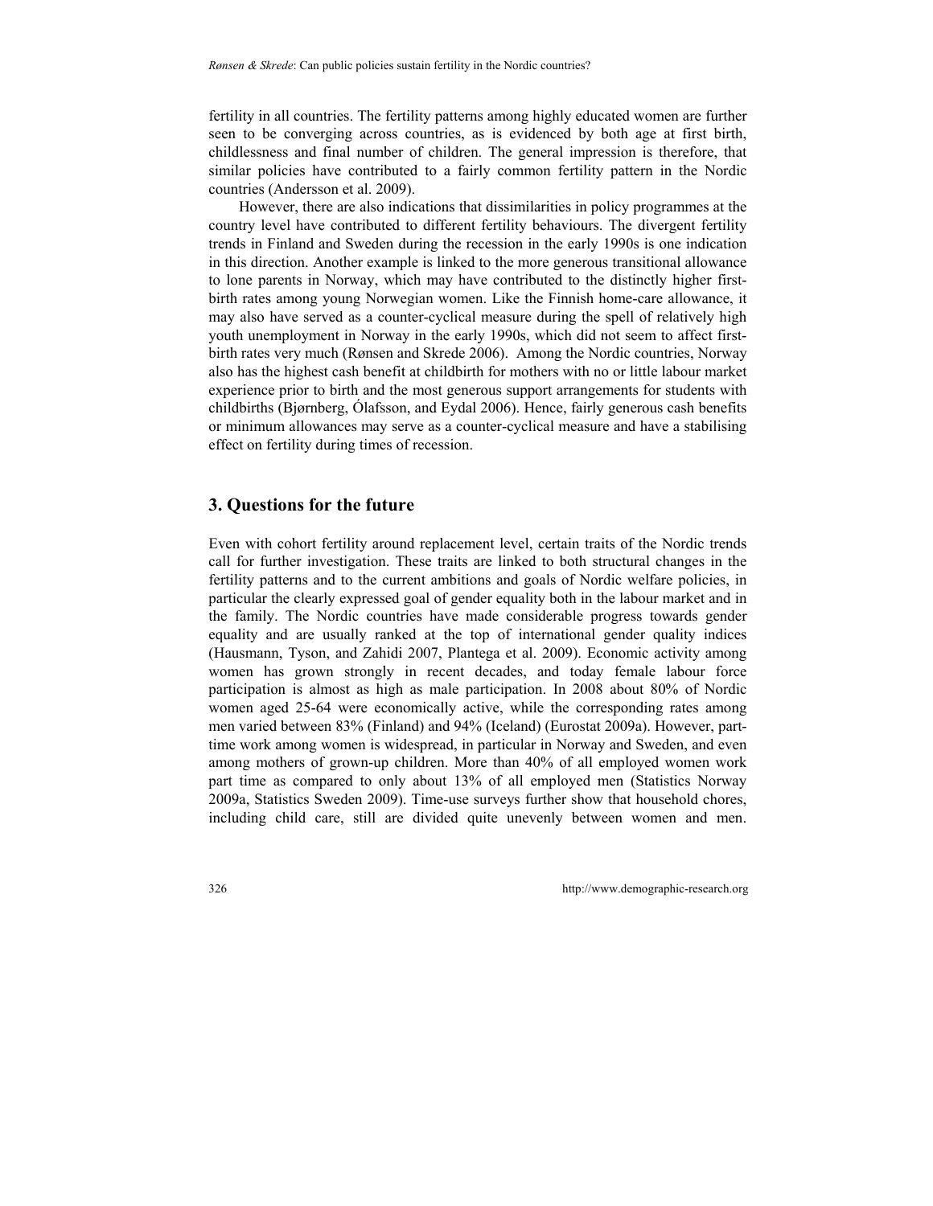fertility in all countries. The fertility patterns among highly educated women are further seen to be converging across countries, as is evidenced by both age at first birth, childlessness and final number of children. The general impression is therefore, that similar policies have contributed to a fairly common fertility pattern in the Nordic countries (Andersson et al. 2009).

However, there are also indications that dissimilarities in policy programmes at the country level have contributed to different fertility behaviours. The divergent fertility trends in Finland and Sweden during the recession in the early 1990s is one indication in this direction. Another example is linked to the more generous transitional allowance to lone parents in Norway, which may have contributed to the distinctly higher first-birth rates among young Norwegian women. Like the Finnish home-care allowance, it may also have served as a counter-cyclical measure during the spell of relatively high youth unemployment in Norway in the early 1990s, which did not seem to affect first-birth rates very much (Rønsen and Skrede 2006). Among the Nordic countries, Norway also has the highest cash benefit at childbirth for mothers with no or little labour market experience prior to birth and the most generous support arrangements for students with childbirths (Bjørnberg, Ólafsson, and Eydal 2006). Hence, fairly generous cash benefits or minimum allowances may serve as a counter-cyclical measure and have a stabilising effect on fertility during times of recession.

## 3. Questions for the future

Even with cohort fertility around replacement level, certain traits of the Nordic trends call for further investigation. These traits are linked to both structural changes in the fertility patterns and to the current ambitions and goals of Nordic welfare policies, in particular the clearly expressed goal of gender equality both in the labour market and in the family. The Nordic countries have made considerable progress towards gender equality and are usually ranked at the top of international gender quality indices (Hausmann, Tyson, and Zahidi 2007, Plantega et al. 2009). Economic activity among women has grown strongly in recent decades, and today female labour force participation is almost as high as male participation. In 2008 about 80% of Nordic women aged 25-64 were economically active, while the corresponding rates among men varied between 83% (Finland) and 94% (Iceland) (Eurostat 2009a). However, part-time work among women is widespread, in particular in Norway and Sweden, and even among mothers of grown-up children. More than 40% of all employed women work part time as compared to only about 13% of all employed men (Statistics Norway 2009a, Statistics Sweden 2009). Time-use surveys further show that household chores, including child care, still are divided quite unevenly between women and men.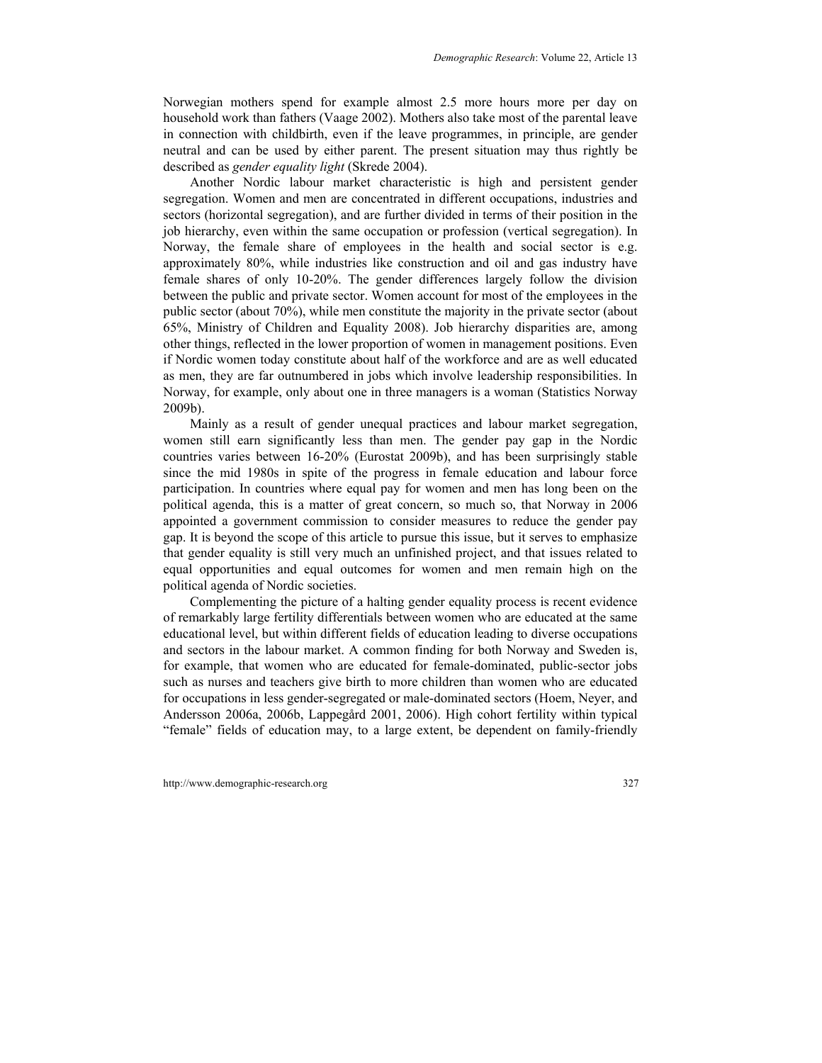Norwegian mothers spend for example almost 2.5 more hours more per day on household work than fathers (Vaage 2002). Mothers also take most of the parental leave in connection with childbirth, even if the leave programmes, in principle, are gender neutral and can be used by either parent. The present situation may thus rightly be described as *gender equality light* (Skrede 2004).

Another Nordic labour market characteristic is high and persistent gender segregation. Women and men are concentrated in different occupations, industries and sectors (horizontal segregation), and are further divided in terms of their position in the job hierarchy, even within the same occupation or profession (vertical segregation). In Norway, the female share of employees in the health and social sector is e.g. approximately 80%, while industries like construction and oil and gas industry have female shares of only 10-20%. The gender differences largely follow the division between the public and private sector. Women account for most of the employees in the public sector (about 70%), while men constitute the majority in the private sector (about 65%, Ministry of Children and Equality 2008). Job hierarchy disparities are, among other things, reflected in the lower proportion of women in management positions. Even if Nordic women today constitute about half of the workforce and are as well educated as men, they are far outnumbered in jobs which involve leadership responsibilities. In Norway, for example, only about one in three managers is a woman (Statistics Norway 2009b).

Mainly as a result of gender unequal practices and labour market segregation, women still earn significantly less than men. The gender pay gap in the Nordic countries varies between 16-20% (Eurostat 2009b), and has been surprisingly stable since the mid 1980s in spite of the progress in female education and labour force participation. In countries where equal pay for women and men has long been on the political agenda, this is a matter of great concern, so much so, that Norway in 2006 appointed a government commission to consider measures to reduce the gender pay gap. It is beyond the scope of this article to pursue this issue, but it serves to emphasize that gender equality is still very much an unfinished project, and that issues related to equal opportunities and equal outcomes for women and men remain high on the political agenda of Nordic societies.

Complementing the picture of a halting gender equality process is recent evidence of remarkably large fertility differentials between women who are educated at the same educational level, but within different fields of education leading to diverse occupations and sectors in the labour market. A common finding for both Norway and Sweden is, for example, that women who are educated for female-dominated, public-sector jobs such as nurses and teachers give birth to more children than women who are educated for occupations in less gender-segregated or male-dominated sectors (Hoem, Neyer, and Andersson 2006a, 2006b, Lappegård 2001, 2006). High cohort fertility within typical "female" fields of education may, to a large extent, be dependent on family-friendly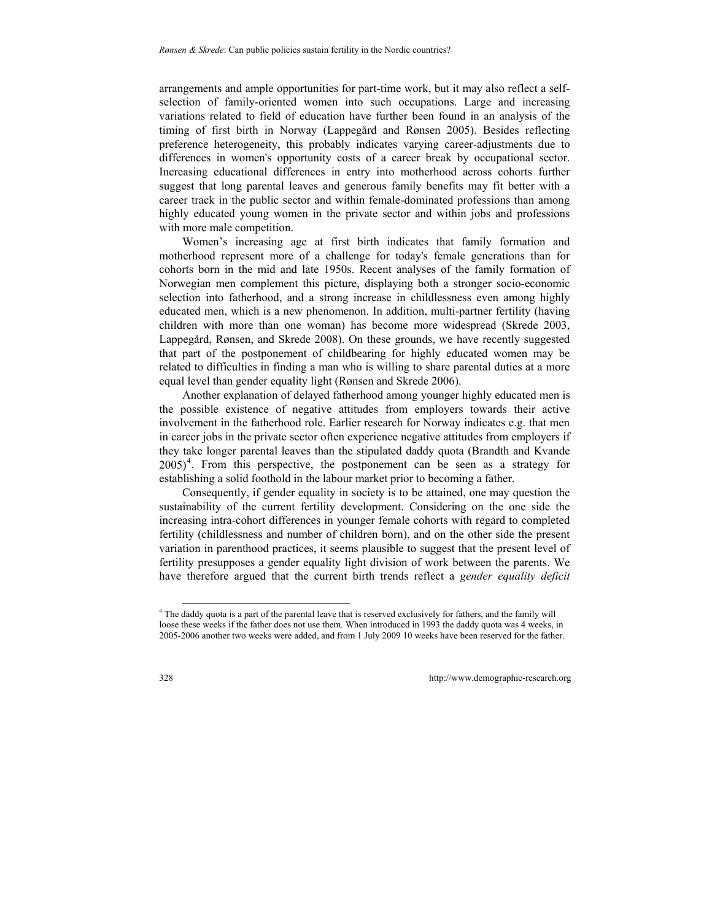arrangements and ample opportunities for part-time work, but it may also reflect a self-selection of family-oriented women into such occupations. Large and increasing variations related to field of education have further been found in an analysis of the timing of first birth in Norway (Lappegård and Rønsen 2005). Besides reflecting preference heterogeneity, this probably indicates varying career-adjustments due to differences in women's opportunity costs of a career break by occupational sector. Increasing educational differences in entry into motherhood across cohorts further suggest that long parental leaves and generous family benefits may fit better with a career track in the public sector and within female-dominated professions than among highly educated young women in the private sector and within jobs and professions with more male competition.

Women's increasing age at first birth indicates that family formation and motherhood represent more of a challenge for today's female generations than for cohorts born in the mid and late 1950s. Recent analyses of the family formation of Norwegian men complement this picture, displaying both a stronger socio-economic selection into fatherhood, and a strong increase in childlessness even among highly educated men, which is a new phenomenon. In addition, multi-partner fertility (having children with more than one woman) has become more widespread (Skrede 2003, Lappegård, Rønsen, and Skrede 2008). On these grounds, we have recently suggested that part of the postponement of childbearing for highly educated women may be related to difficulties in finding a man who is willing to share parental duties at a more equal level than gender equality light (Rønsen and Skrede 2006).

Another explanation of delayed fatherhood among younger highly educated men is the possible existence of negative attitudes from employers towards their active involvement in the fatherhood role. Earlier research for Norway indicates e.g. that men in career jobs in the private sector often experience negative attitudes from employers if they take longer parental leaves than the stipulated daddy quota (Brandth and Kvande 2005)[4]. From this perspective, the postponement can be seen as a strategy for establishing a solid foothold in the labour market prior to becoming a father.

Consequently, if gender equality in society is to be attained, one may question the sustainability of the current fertility development. Considering on the one side the increasing intra-cohort differences in younger female cohorts with regard to completed fertility (childlessness and number of children born), and on the other side the present variation in parenthood practices, it seems plausible to suggest that the present level of fertility presupposes a gender equality light division of work between the parents. We have therefore argued that the current birth trends reflect a *gender equality deficit*

[4] The daddy quota is a part of the parental leave that is reserved exclusively for fathers, and the family will loose these weeks if the father does not use them. When introduced in 1993 the daddy quota was 4 weeks, in 2005-2006 another two weeks were added, and from 1 July 2009 10 weeks have been reserved for the father.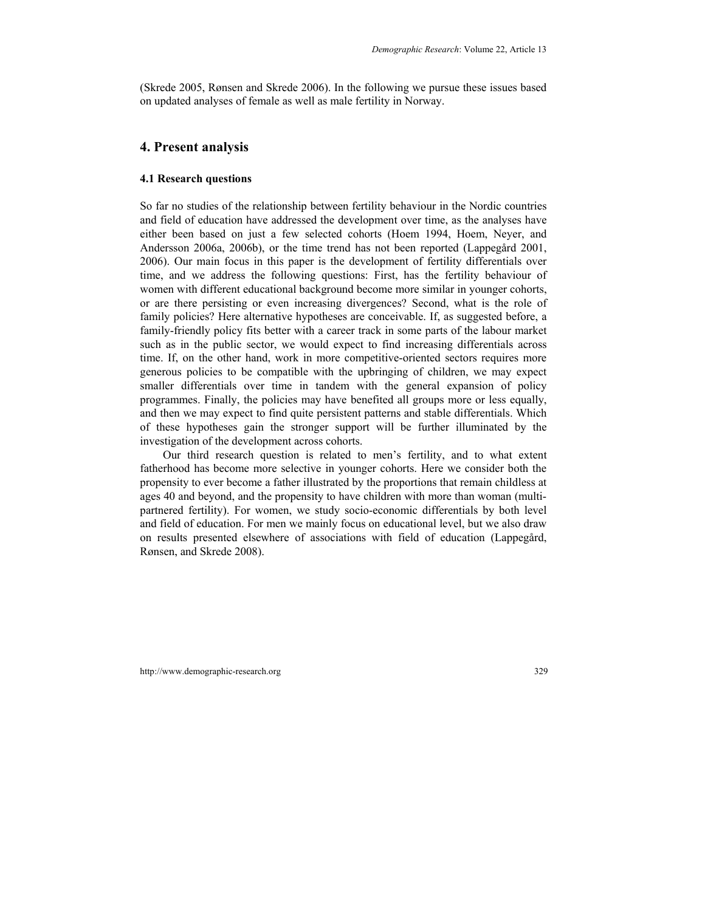(Skrede 2005, Rønsen and Skrede 2006). In the following we pursue these issues based on updated analyses of female as well as male fertility in Norway.

## 4. Present analysis

### 4.1 Research questions

So far no studies of the relationship between fertility behaviour in the Nordic countries and field of education have addressed the development over time, as the analyses have either been based on just a few selected cohorts (Hoem 1994, Hoem, Neyer, and Andersson 2006a, 2006b), or the time trend has not been reported (Lappegård 2001, 2006). Our main focus in this paper is the development of fertility differentials over time, and we address the following questions: First, has the fertility behaviour of women with different educational background become more similar in younger cohorts, or are there persisting or even increasing divergences? Second, what is the role of family policies? Here alternative hypotheses are conceivable. If, as suggested before, a family-friendly policy fits better with a career track in some parts of the labour market such as in the public sector, we would expect to find increasing differentials across time. If, on the other hand, work in more competitive-oriented sectors requires more generous policies to be compatible with the upbringing of children, we may expect smaller differentials over time in tandem with the general expansion of policy programmes. Finally, the policies may have benefited all groups more or less equally, and then we may expect to find quite persistent patterns and stable differentials. Which of these hypotheses gain the stronger support will be further illuminated by the investigation of the development across cohorts.

Our third research question is related to men's fertility, and to what extent fatherhood has become more selective in younger cohorts. Here we consider both the propensity to ever become a father illustrated by the proportions that remain childless at ages 40 and beyond, and the propensity to have children with more than woman (multi-partnered fertility). For women, we study socio-economic differentials by both level and field of education. For men we mainly focus on educational level, but we also draw on results presented elsewhere of associations with field of education (Lappegård, Rønsen, and Skrede 2008).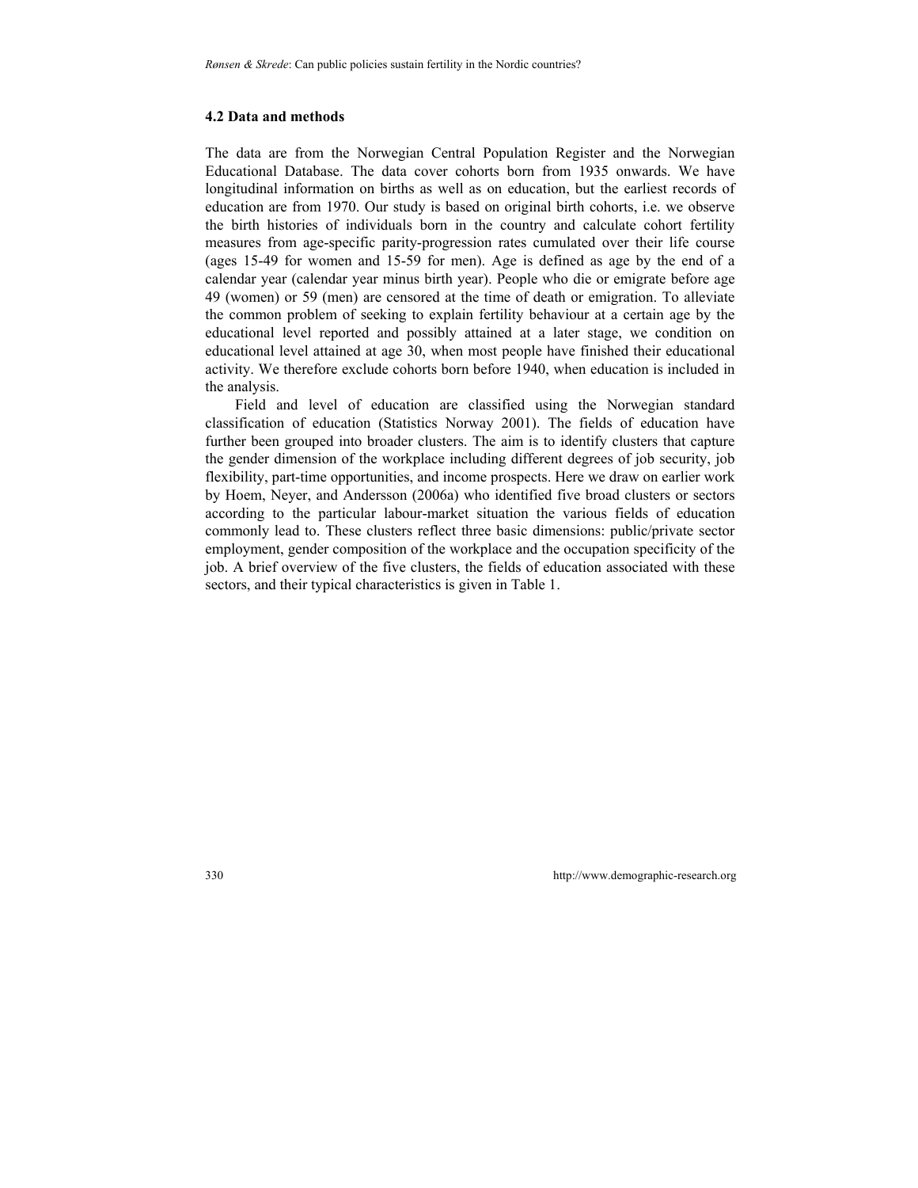### 4.2 Data and methods

The data are from the Norwegian Central Population Register and the Norwegian Educational Database. The data cover cohorts born from 1935 onwards. We have longitudinal information on births as well as on education, but the earliest records of education are from 1970. Our study is based on original birth cohorts, i.e. we observe the birth histories of individuals born in the country and calculate cohort fertility measures from age-specific parity-progression rates cumulated over their life course (ages 15-49 for women and 15-59 for men). Age is defined as age by the end of a calendar year (calendar year minus birth year). People who die or emigrate before age 49 (women) or 59 (men) are censored at the time of death or emigration. To alleviate the common problem of seeking to explain fertility behaviour at a certain age by the educational level reported and possibly attained at a later stage, we condition on educational level attained at age 30, when most people have finished their educational activity. We therefore exclude cohorts born before 1940, when education is included in the analysis.

Field and level of education are classified using the Norwegian standard classification of education (Statistics Norway 2001). The fields of education have further been grouped into broader clusters. The aim is to identify clusters that capture the gender dimension of the workplace including different degrees of job security, job flexibility, part-time opportunities, and income prospects. Here we draw on earlier work by Hoem, Neyer, and Andersson (2006a) who identified five broad clusters or sectors according to the particular labour-market situation the various fields of education commonly lead to. These clusters reflect three basic dimensions: public/private sector employment, gender composition of the workplace and the occupation specificity of the job. A brief overview of the five clusters, the fields of education associated with these sectors, and their typical characteristics is given in Table 1.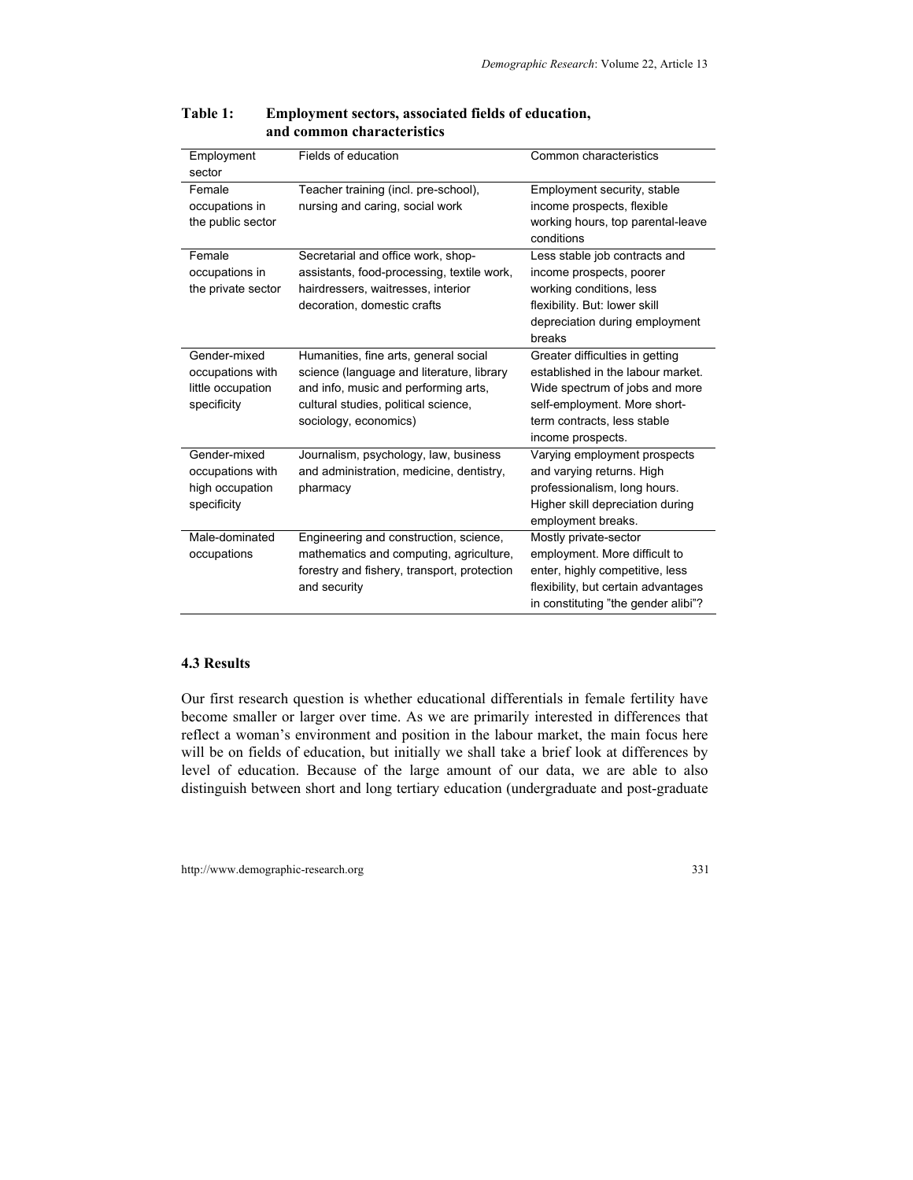**Table 1: Employment sectors, associated fields of education, and common characteristics**

| Employment sector | Fields of education | Common characteristics |
|---|---|---|
| Female occupations in the public sector | Teacher training (incl. pre-school), nursing and caring, social work | Employment security, stable income prospects, flexible working hours, top parental-leave conditions |
| Female occupations in the private sector | Secretarial and office work, shop-assistants, food-processing, textile work, hairdressers, waitresses, interior decoration, domestic crafts | Less stable job contracts and income prospects, poorer working conditions, less flexibility. But: lower skill depreciation during employment breaks |
| Gender-mixed occupations with little occupation specificity | Humanities, fine arts, general social science (language and literature, library and info, music and performing arts, cultural studies, political science, sociology, economics) | Greater difficulties in getting established in the labour market. Wide spectrum of jobs and more self-employment. More short-term contracts, less stable income prospects. |
| Gender-mixed occupations with high occupation specificity | Journalism, psychology, law, business and administration, medicine, dentistry, pharmacy | Varying employment prospects and varying returns. High professionalism, long hours. Higher skill depreciation during employment breaks. |
| Male-dominated occupations | Engineering and construction, science, mathematics and computing, agriculture, forestry and fishery, transport, protection and security | Mostly private-sector employment. More difficult to enter, highly competitive, less flexibility, but certain advantages in constituting "the gender alibi"? |

### 4.3 Results

Our first research question is whether educational differentials in female fertility have become smaller or larger over time. As we are primarily interested in differences that reflect a woman's environment and position in the labour market, the main focus here will be on fields of education, but initially we shall take a brief look at differences by level of education. Because of the large amount of our data, we are able to also distinguish between short and long tertiary education (undergraduate and post-graduate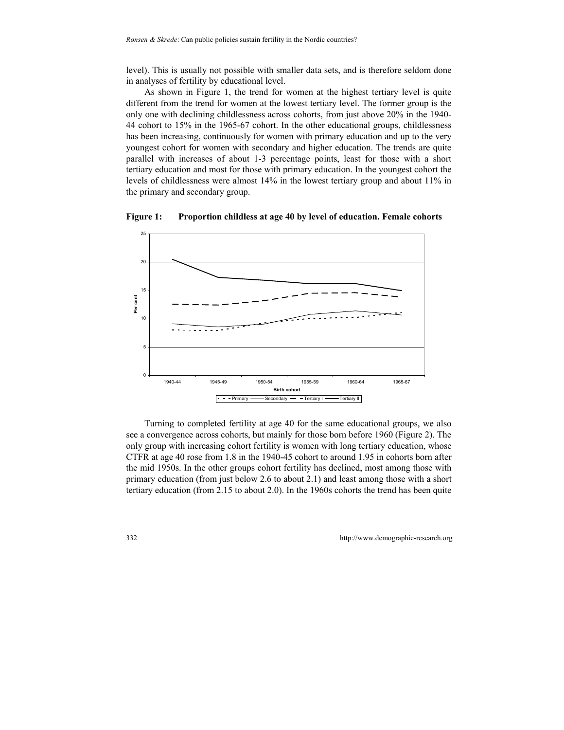level). This is usually not possible with smaller data sets, and is therefore seldom done in analyses of fertility by educational level.

As shown in Figure 1, the trend for women at the highest tertiary level is quite different from the trend for women at the lowest tertiary level. The former group is the only one with declining childlessness across cohorts, from just above 20% in the 1940-44 cohort to 15% in the 1965-67 cohort. In the other educational groups, childlessness has been increasing, continuously for women with primary education and up to the very youngest cohort for women with secondary and higher education. The trends are quite parallel with increases of about 1-3 percentage points, least for those with a short tertiary education and most for those with primary education. In the youngest cohort the levels of childlessness were almost 14% in the lowest tertiary group and about 11% in the primary and secondary group.

**Figure 1: Proportion childless at age 40 by level of education. Female cohorts**

Turning to completed fertility at age 40 for the same educational groups, we also see a convergence across cohorts, but mainly for those born before 1960 (Figure 2). The only group with increasing cohort fertility is women with long tertiary education, whose CTFR at age 40 rose from 1.8 in the 1940-45 cohort to around 1.95 in cohorts born after the mid 1950s. In the other groups cohort fertility has declined, most among those with primary education (from just below 2.6 to about 2.1) and least among those with a short tertiary education (from 2.15 to about 2.0). In the 1960s cohorts the trend has been quite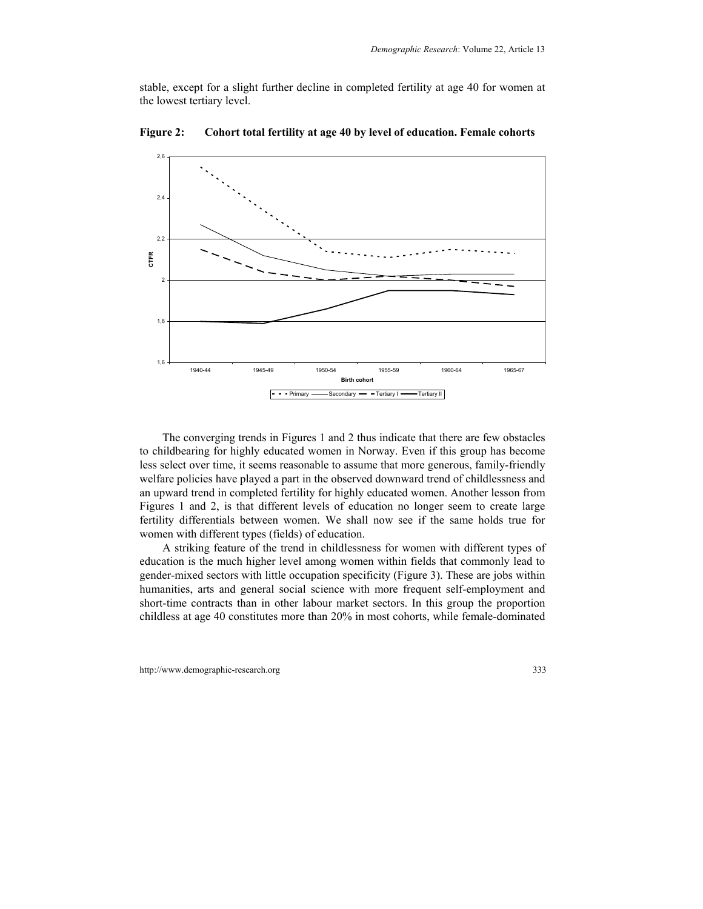stable, except for a slight further decline in completed fertility at age 40 for women at the lowest tertiary level.

**Figure 2: Cohort total fertility at age 40 by level of education. Female cohorts**

The converging trends in Figures 1 and 2 thus indicate that there are few obstacles to childbearing for highly educated women in Norway. Even if this group has become less select over time, it seems reasonable to assume that more generous, family-friendly welfare policies have played a part in the observed downward trend of childlessness and an upward trend in completed fertility for highly educated women. Another lesson from Figures 1 and 2, is that different levels of education no longer seem to create large fertility differentials between women. We shall now see if the same holds true for women with different types (fields) of education.

A striking feature of the trend in childlessness for women with different types of education is the much higher level among women within fields that commonly lead to gender-mixed sectors with little occupation specificity (Figure 3). These are jobs within humanities, arts and general social science with more frequent self-employment and short-time contracts than in other labour market sectors. In this group the proportion childless at age 40 constitutes more than 20% in most cohorts, while female-dominated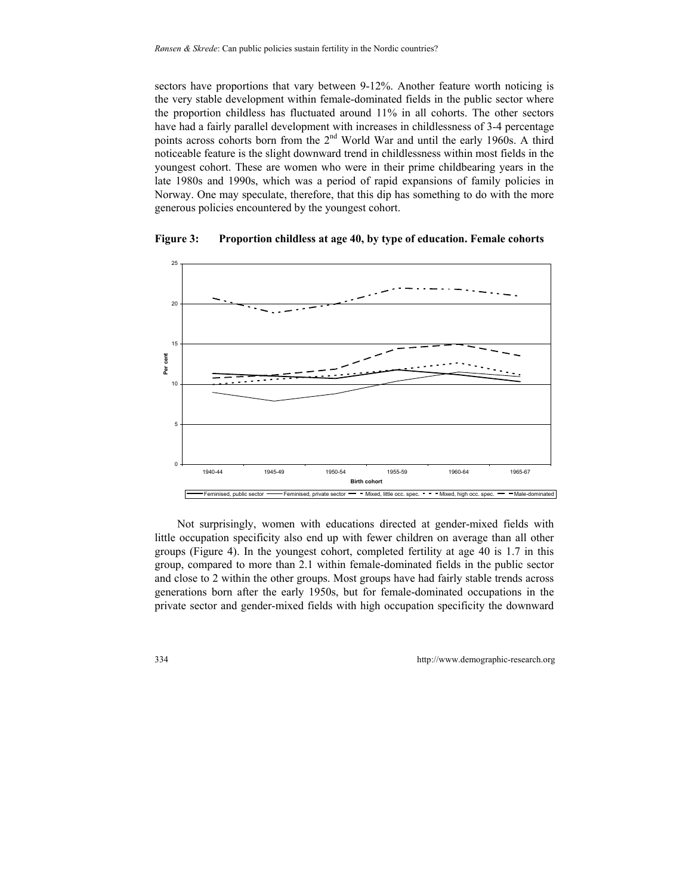sectors have proportions that vary between 9-12%. Another feature worth noticing is the very stable development within female-dominated fields in the public sector where the proportion childless has fluctuated around 11% in all cohorts. The other sectors have had a fairly parallel development with increases in childlessness of 3-4 percentage points across cohorts born from the 2nd World War and until the early 1960s. A third noticeable feature is the slight downward trend in childlessness within most fields in the youngest cohort. These are women who were in their prime childbearing years in the late 1980s and 1990s, which was a period of rapid expansions of family policies in Norway. One may speculate, therefore, that this dip has something to do with the more generous policies encountered by the youngest cohort.

**Figure 3: Proportion childless at age 40, by type of education. Female cohorts**

Not surprisingly, women with educations directed at gender-mixed fields with little occupation specificity also end up with fewer children on average than all other groups (Figure 4). In the youngest cohort, completed fertility at age 40 is 1.7 in this group, compared to more than 2.1 within female-dominated fields in the public sector and close to 2 within the other groups. Most groups have had fairly stable trends across generations born after the early 1950s, but for female-dominated occupations in the private sector and gender-mixed fields with high occupation specificity the downward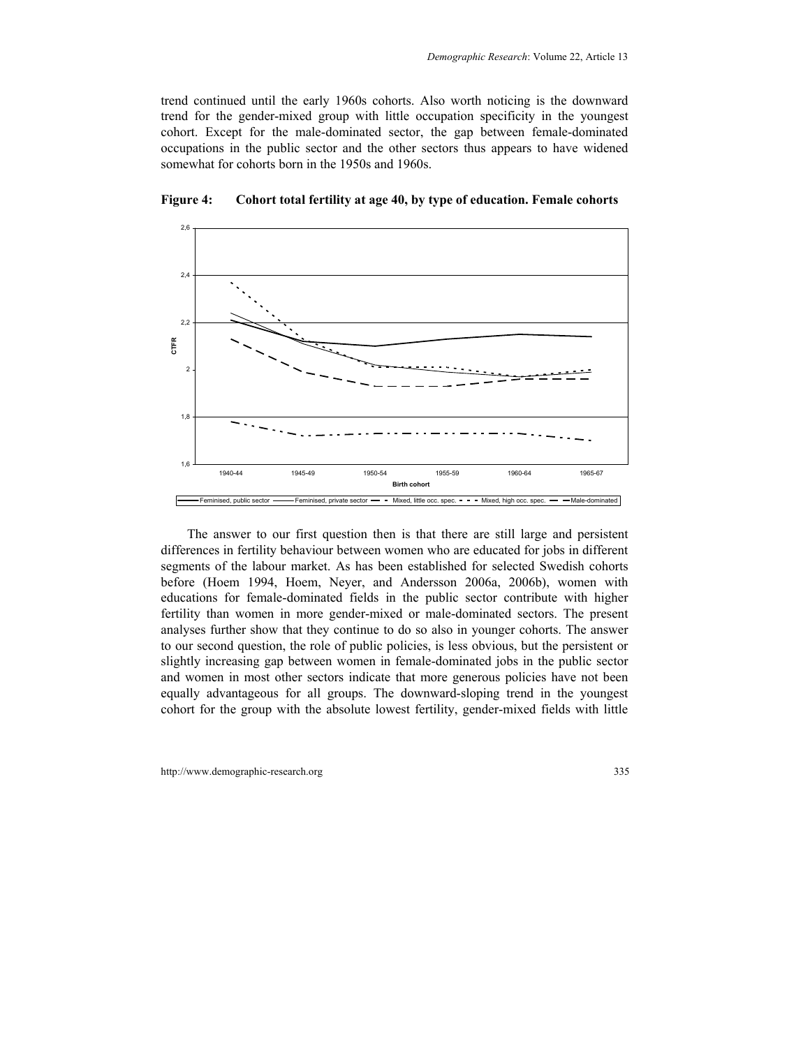trend continued until the early 1960s cohorts. Also worth noticing is the downward trend for the gender-mixed group with little occupation specificity in the youngest cohort. Except for the male-dominated sector, the gap between female-dominated occupations in the public sector and the other sectors thus appears to have widened somewhat for cohorts born in the 1950s and 1960s.

**Figure 4: Cohort total fertility at age 40, by type of education. Female cohorts**

The answer to our first question then is that there are still large and persistent differences in fertility behaviour between women who are educated for jobs in different segments of the labour market. As has been established for selected Swedish cohorts before (Hoem 1994, Hoem, Neyer, and Andersson 2006a, 2006b), women with educations for female-dominated fields in the public sector contribute with higher fertility than women in more gender-mixed or male-dominated sectors. The present analyses further show that they continue to do so also in younger cohorts. The answer to our second question, the role of public policies, is less obvious, but the persistent or slightly increasing gap between women in female-dominated jobs in the public sector and women in most other sectors indicate that more generous policies have not been equally advantageous for all groups. The downward-sloping trend in the youngest cohort for the group with the absolute lowest fertility, gender-mixed fields with little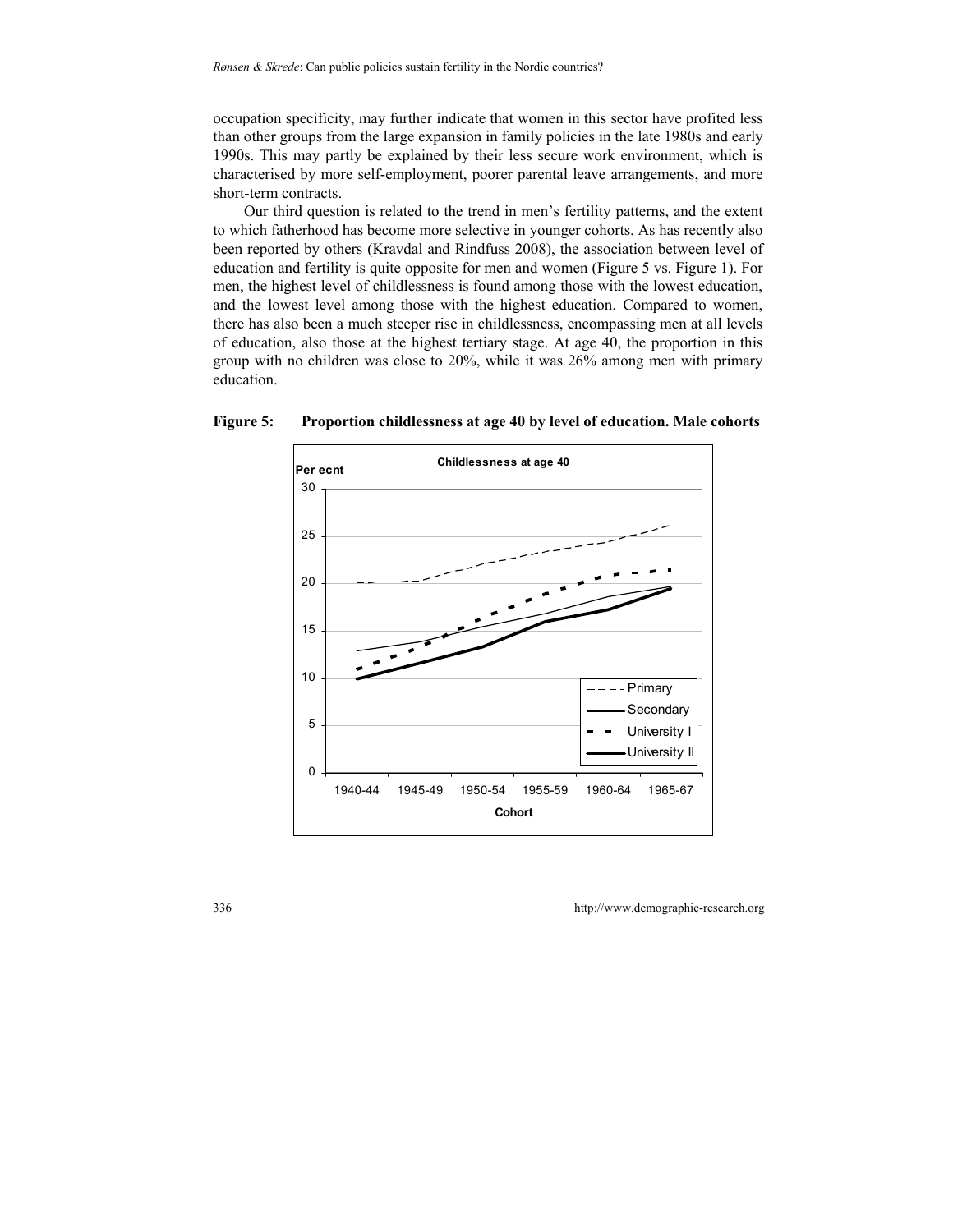occupation specificity, may further indicate that women in this sector have profited less than other groups from the large expansion in family policies in the late 1980s and early 1990s. This may partly be explained by their less secure work environment, which is characterised by more self-employment, poorer parental leave arrangements, and more short-term contracts.

Our third question is related to the trend in men's fertility patterns, and the extent to which fatherhood has become more selective in younger cohorts. As has recently also been reported by others (Kravdal and Rindfuss 2008), the association between level of education and fertility is quite opposite for men and women (Figure 5 vs. Figure 1). For men, the highest level of childlessness is found among those with the lowest education, and the lowest level among those with the highest education. Compared to women, there has also been a much steeper rise in childlessness, encompassing men at all levels of education, also those at the highest tertiary stage. At age 40, the proportion in this group with no children was close to 20%, while it was 26% among men with primary education.

**Figure 5: Proportion childlessness at age 40 by level of education. Male cohorts**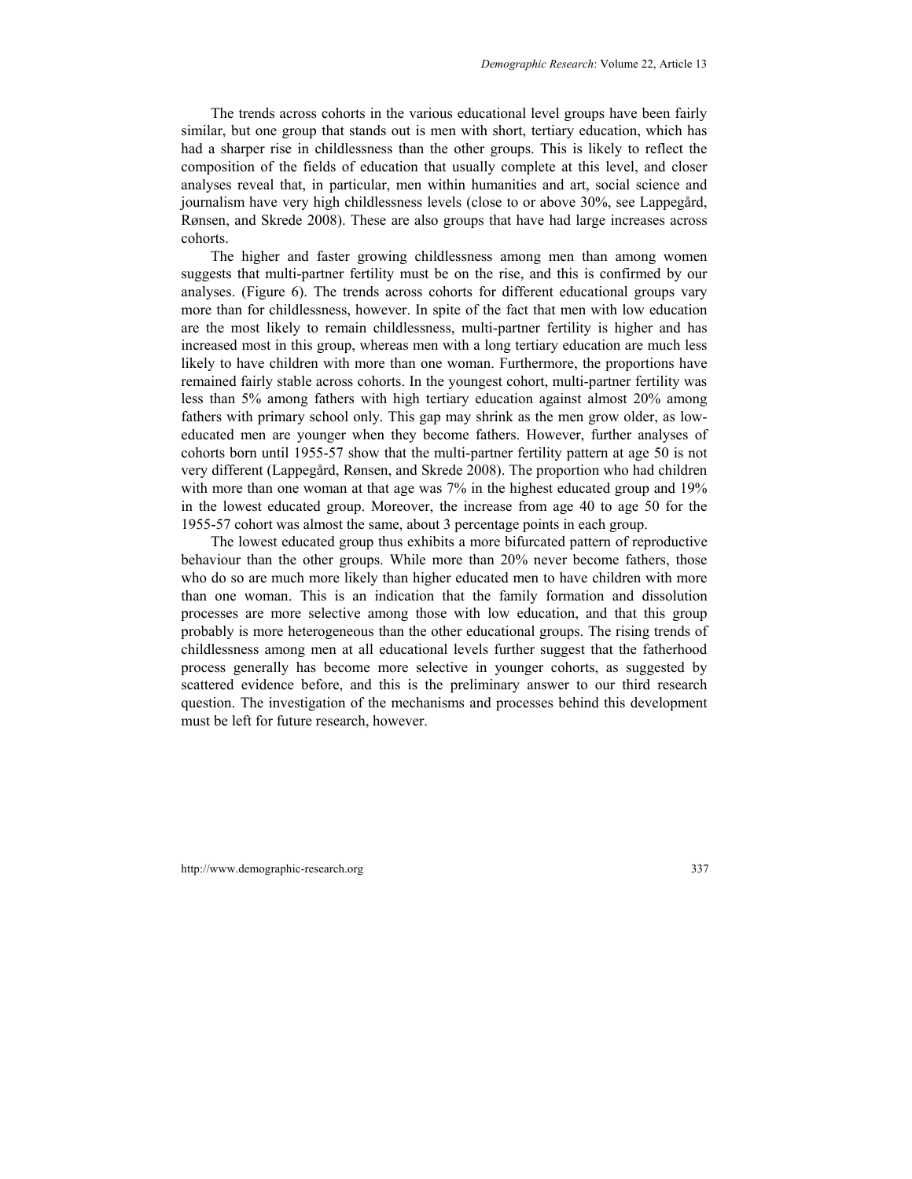The trends across cohorts in the various educational level groups have been fairly similar, but one group that stands out is men with short, tertiary education, which has had a sharper rise in childlessness than the other groups. This is likely to reflect the composition of the fields of education that usually complete at this level, and closer analyses reveal that, in particular, men within humanities and art, social science and journalism have very high childlessness levels (close to or above 30%, see Lappegård, Rønsen, and Skrede 2008). These are also groups that have had large increases across cohorts.

The higher and faster growing childlessness among men than among women suggests that multi-partner fertility must be on the rise, and this is confirmed by our analyses. (Figure 6). The trends across cohorts for different educational groups vary more than for childlessness, however. In spite of the fact that men with low education are the most likely to remain childlessness, multi-partner fertility is higher and has increased most in this group, whereas men with a long tertiary education are much less likely to have children with more than one woman. Furthermore, the proportions have remained fairly stable across cohorts. In the youngest cohort, multi-partner fertility was less than 5% among fathers with high tertiary education against almost 20% among fathers with primary school only. This gap may shrink as the men grow older, as low-educated men are younger when they become fathers. However, further analyses of cohorts born until 1955-57 show that the multi-partner fertility pattern at age 50 is not very different (Lappegård, Rønsen, and Skrede 2008). The proportion who had children with more than one woman at that age was 7% in the highest educated group and 19% in the lowest educated group. Moreover, the increase from age 40 to age 50 for the 1955-57 cohort was almost the same, about 3 percentage points in each group.

The lowest educated group thus exhibits a more bifurcated pattern of reproductive behaviour than the other groups. While more than 20% never become fathers, those who do so are much more likely than higher educated men to have children with more than one woman. This is an indication that the family formation and dissolution processes are more selective among those with low education, and that this group probably is more heterogeneous than the other educational groups. The rising trends of childlessness among men at all educational levels further suggest that the fatherhood process generally has become more selective in younger cohorts, as suggested by scattered evidence before, and this is the preliminary answer to our third research question. The investigation of the mechanisms and processes behind this development must be left for future research, however.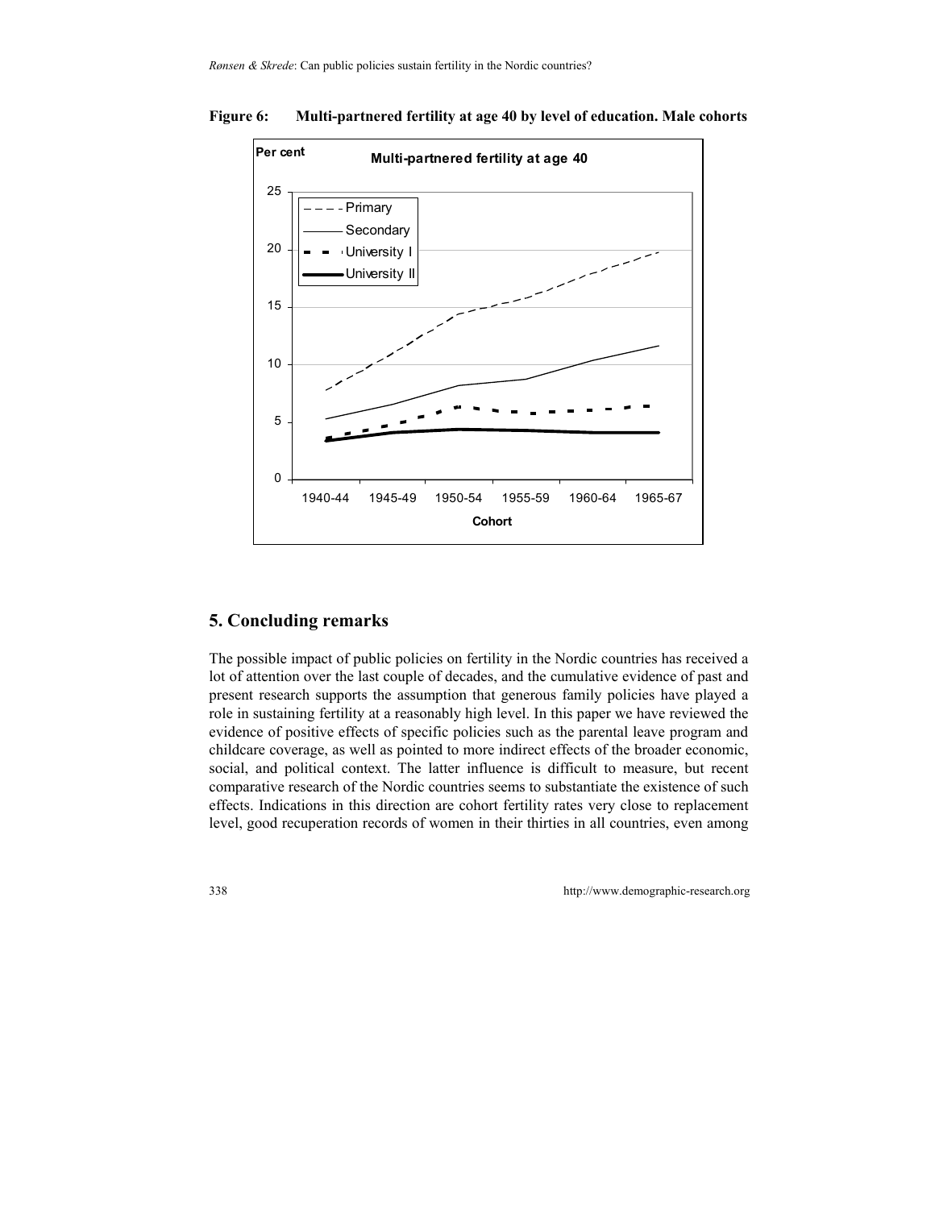**Figure 6: Multi-partnered fertility at age 40 by level of education. Male cohorts**

## 5. Concluding remarks

The possible impact of public policies on fertility in the Nordic countries has received a lot of attention over the last couple of decades, and the cumulative evidence of past and present research supports the assumption that generous family policies have played a role in sustaining fertility at a reasonably high level. In this paper we have reviewed the evidence of positive effects of specific policies such as the parental leave program and childcare coverage, as well as pointed to more indirect effects of the broader economic, social, and political context. The latter influence is difficult to measure, but recent comparative research of the Nordic countries seems to substantiate the existence of such effects. Indications in this direction are cohort fertility rates very close to replacement level, good recuperation records of women in their thirties in all countries, even among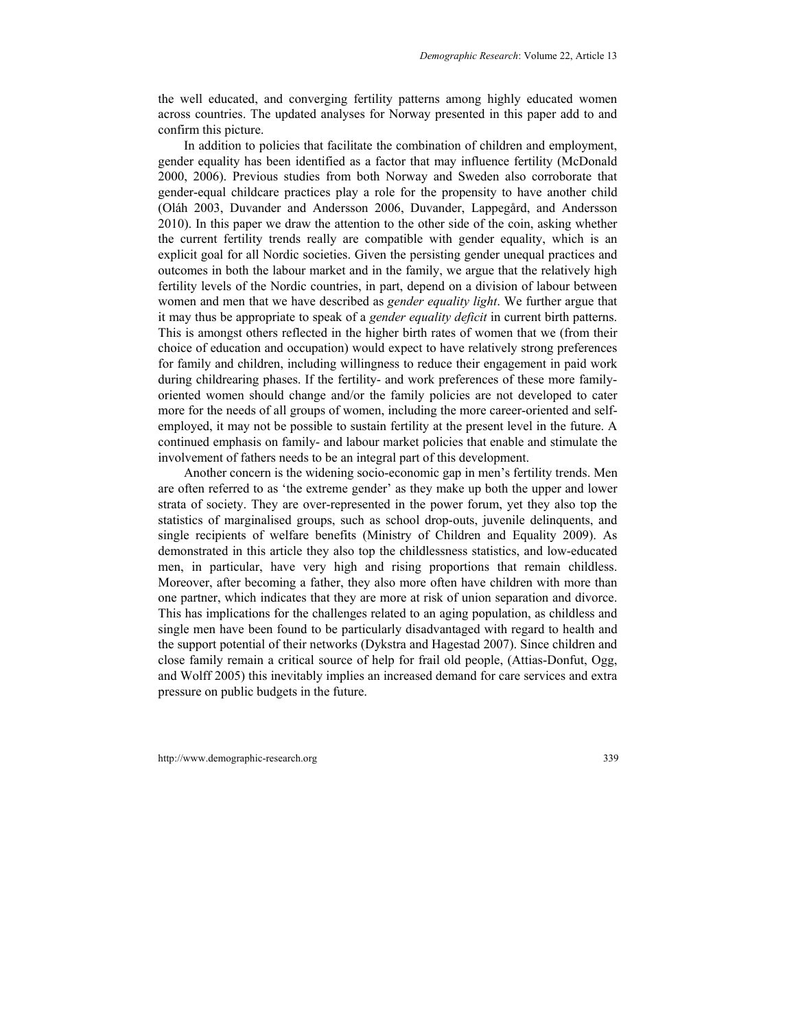the well educated, and converging fertility patterns among highly educated women across countries. The updated analyses for Norway presented in this paper add to and confirm this picture.

In addition to policies that facilitate the combination of children and employment, gender equality has been identified as a factor that may influence fertility (McDonald 2000, 2006). Previous studies from both Norway and Sweden also corroborate that gender-equal childcare practices play a role for the propensity to have another child (Oláh 2003, Duvander and Andersson 2006, Duvander, Lappegård, and Andersson 2010). In this paper we draw the attention to the other side of the coin, asking whether the current fertility trends really are compatible with gender equality, which is an explicit goal for all Nordic societies. Given the persisting gender unequal practices and outcomes in both the labour market and in the family, we argue that the relatively high fertility levels of the Nordic countries, in part, depend on a division of labour between women and men that we have described as *gender equality light*. We further argue that it may thus be appropriate to speak of a *gender equality deficit* in current birth patterns. This is amongst others reflected in the higher birth rates of women that we (from their choice of education and occupation) would expect to have relatively strong preferences for family and children, including willingness to reduce their engagement in paid work during childrearing phases. If the fertility- and work preferences of these more family-oriented women should change and/or the family policies are not developed to cater more for the needs of all groups of women, including the more career-oriented and self-employed, it may not be possible to sustain fertility at the present level in the future. A continued emphasis on family- and labour market policies that enable and stimulate the involvement of fathers needs to be an integral part of this development.

Another concern is the widening socio-economic gap in men's fertility trends. Men are often referred to as 'the extreme gender' as they make up both the upper and lower strata of society. They are over-represented in the power forum, yet they also top the statistics of marginalised groups, such as school drop-outs, juvenile delinquents, and single recipients of welfare benefits (Ministry of Children and Equality 2009). As demonstrated in this article they also top the childlessness statistics, and low-educated men, in particular, have very high and rising proportions that remain childless. Moreover, after becoming a father, they also more often have children with more than one partner, which indicates that they are more at risk of union separation and divorce. This has implications for the challenges related to an aging population, as childless and single men have been found to be particularly disadvantaged with regard to health and the support potential of their networks (Dykstra and Hagestad 2007). Since children and close family remain a critical source of help for frail old people, (Attias-Donfut, Ogg, and Wolff 2005) this inevitably implies an increased demand for care services and extra pressure on public budgets in the future.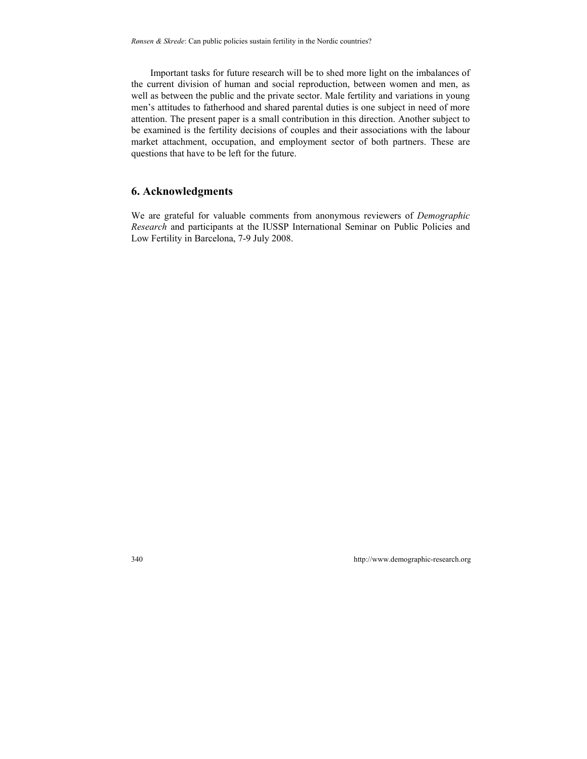Important tasks for future research will be to shed more light on the imbalances of the current division of human and social reproduction, between women and men, as well as between the public and the private sector. Male fertility and variations in young men's attitudes to fatherhood and shared parental duties is one subject in need of more attention. The present paper is a small contribution in this direction. Another subject to be examined is the fertility decisions of couples and their associations with the labour market attachment, occupation, and employment sector of both partners. These are questions that have to be left for the future.

## 6. Acknowledgments

We are grateful for valuable comments from anonymous reviewers of *Demographic Research* and participants at the IUSSP International Seminar on Public Policies and Low Fertility in Barcelona, 7-9 July 2008.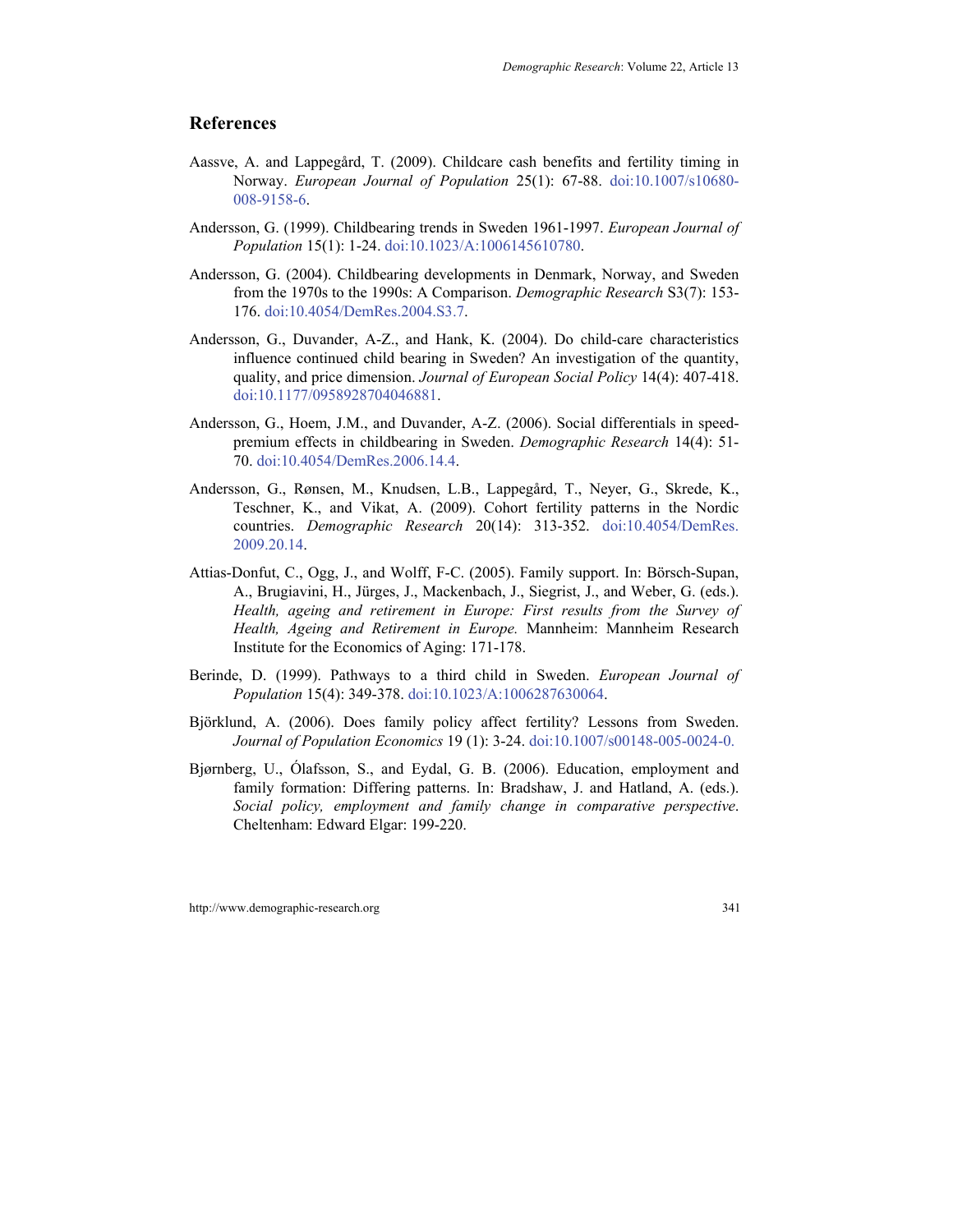## References

Aassve, A. and Lappegård, T. (2009). Childcare cash benefits and fertility timing in Norway. *European Journal of Population* 25(1): 67-88. doi:10.1007/s10680-008-9158-6.

Andersson, G. (1999). Childbearing trends in Sweden 1961-1997. *European Journal of Population* 15(1): 1-24. doi:10.1023/A:1006145610780.

Andersson, G. (2004). Childbearing developments in Denmark, Norway, and Sweden from the 1970s to the 1990s: A Comparison. *Demographic Research* S3(7): 153-176. doi:10.4054/DemRes.2004.S3.7.

Andersson, G., Duvander, A-Z., and Hank, K. (2004). Do child-care characteristics influence continued child bearing in Sweden? An investigation of the quantity, quality, and price dimension. *Journal of European Social Policy* 14(4): 407-418. doi:10.1177/0958928704046881.

Andersson, G., Hoem, J.M., and Duvander, A-Z. (2006). Social differentials in speed-premium effects in childbearing in Sweden. *Demographic Research* 14(4): 51-70. doi:10.4054/DemRes.2006.14.4.

Andersson, G., Rønsen, M., Knudsen, L.B., Lappegård, T., Neyer, G., Skrede, K., Teschner, K., and Vikat, A. (2009). Cohort fertility patterns in the Nordic countries. *Demographic Research* 20(14): 313-352. doi:10.4054/DemRes.2009.20.14.

Attias-Donfut, C., Ogg, J., and Wolff, F-C. (2005). Family support. In: Börsch-Supan, A., Brugiavini, H., Jürges, J., Mackenbach, J., Siegrist, J., and Weber, G. (eds.). *Health, ageing and retirement in Europe: First results from the Survey of Health, Ageing and Retirement in Europe.* Mannheim: Mannheim Research Institute for the Economics of Aging: 171-178.

Berinde, D. (1999). Pathways to a third child in Sweden. *European Journal of Population* 15(4): 349-378. doi:10.1023/A:1006287630064.

Björklund, A. (2006). Does family policy affect fertility? Lessons from Sweden. *Journal of Population Economics* 19 (1): 3-24. doi:10.1007/s00148-005-0024-0.

Bjørnberg, U., Ólafsson, S., and Eydal, G. B. (2006). Education, employment and family formation: Differing patterns. In: Bradshaw, J. and Hatland, A. (eds.). *Social policy, employment and family change in comparative perspective*. Cheltenham: Edward Elgar: 199-220.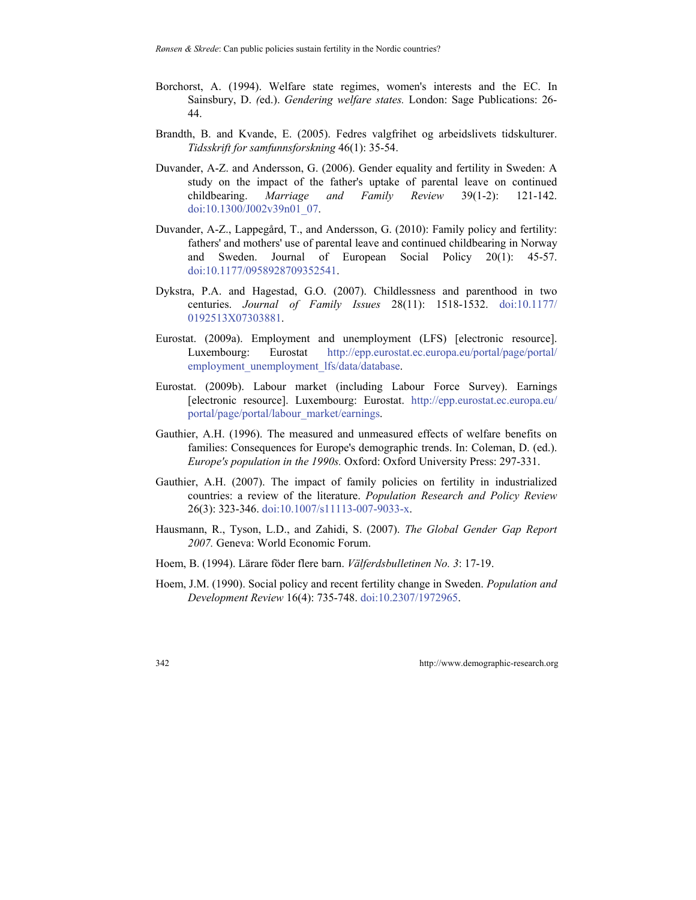Borchorst, A. (1994). Welfare state regimes, women's interests and the EC. In Sainsbury, D. *(*ed.). *Gendering welfare states.* London: Sage Publications: 26-44.

Brandth, B. and Kvande, E. (2005). Fedres valgfrihet og arbeidslivets tidskulturer. *Tidsskrift for samfunnsforskning* 46(1): 35-54.

Duvander, A-Z. and Andersson, G. (2006). Gender equality and fertility in Sweden: A study on the impact of the father's uptake of parental leave on continued childbearing. *Marriage and Family Review* 39(1-2): 121-142. doi:10.1300/J002v39n01_07.

Duvander, A-Z., Lappegård, T., and Andersson, G. (2010): Family policy and fertility: fathers' and mothers' use of parental leave and continued childbearing in Norway and Sweden. Journal of European Social Policy 20(1): 45-57. doi:10.1177/0958928709352541.

Dykstra, P.A. and Hagestad, G.O. (2007). Childlessness and parenthood in two centuries. *Journal of Family Issues* 28(11): 1518-1532. doi:10.1177/0192513X07303881.

Eurostat. (2009a). Employment and unemployment (LFS) [electronic resource]. Luxembourg: Eurostat http://epp.eurostat.ec.europa.eu/portal/page/portal/employment_unemployment_lfs/data/database.

Eurostat. (2009b). Labour market (including Labour Force Survey). Earnings [electronic resource]. Luxembourg: Eurostat. http://epp.eurostat.ec.europa.eu/portal/page/portal/labour_market/earnings.

Gauthier, A.H. (1996). The measured and unmeasured effects of welfare benefits on families: Consequences for Europe's demographic trends. In: Coleman, D. (ed.). *Europe's population in the 1990s.* Oxford: Oxford University Press: 297-331.

Gauthier, A.H. (2007). The impact of family policies on fertility in industrialized countries: a review of the literature. *Population Research and Policy Review* 26(3): 323-346. doi:10.1007/s11113-007-9033-x.

Hausmann, R., Tyson, L.D., and Zahidi, S. (2007). *The Global Gender Gap Report 2007.* Geneva: World Economic Forum.

Hoem, B. (1994). Lärare föder flere barn. *Välferdsbulletinen No. 3*: 17-19.

Hoem, J.M. (1990). Social policy and recent fertility change in Sweden. *Population and Development Review* 16(4): 735-748. doi:10.2307/1972965.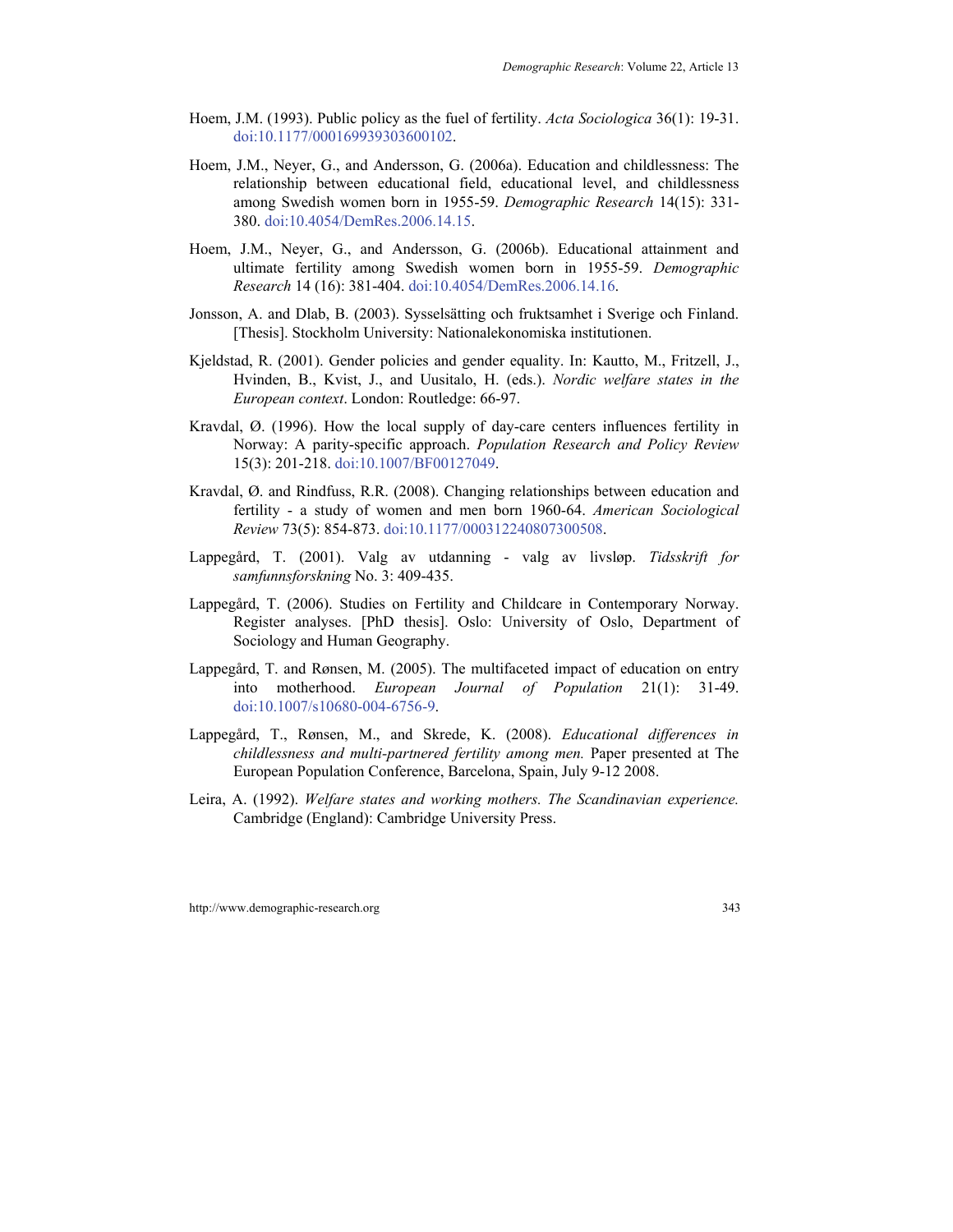Hoem, J.M. (1993). Public policy as the fuel of fertility. *Acta Sociologica* 36(1): 19-31. doi:10.1177/000169939303600102.

Hoem, J.M., Neyer, G., and Andersson, G. (2006a). Education and childlessness: The relationship between educational field, educational level, and childlessness among Swedish women born in 1955-59. *Demographic Research* 14(15): 331-380. doi:10.4054/DemRes.2006.14.15.

Hoem, J.M., Neyer, G., and Andersson, G. (2006b). Educational attainment and ultimate fertility among Swedish women born in 1955-59. *Demographic Research* 14 (16): 381-404. doi:10.4054/DemRes.2006.14.16.

Jonsson, A. and Dlab, B. (2003). Sysselsätting och fruktsamhet i Sverige och Finland. [Thesis]. Stockholm University: Nationalekonomiska institutionen.

Kjeldstad, R. (2001). Gender policies and gender equality. In: Kautto, M., Fritzell, J., Hvinden, B., Kvist, J., and Uusitalo, H. (eds.). *Nordic welfare states in the European context*. London: Routledge: 66-97.

Kravdal, Ø. (1996). How the local supply of day-care centers influences fertility in Norway: A parity-specific approach. *Population Research and Policy Review* 15(3): 201-218. doi:10.1007/BF00127049.

Kravdal, Ø. and Rindfuss, R.R. (2008). Changing relationships between education and fertility - a study of women and men born 1960-64. *American Sociological Review* 73(5): 854-873. doi:10.1177/000312240807300508.

Lappegård, T. (2001). Valg av utdanning - valg av livsløp. *Tidsskrift for samfunnsforskning* No. 3: 409-435.

Lappegård, T. (2006). Studies on Fertility and Childcare in Contemporary Norway. Register analyses. [PhD thesis]. Oslo: University of Oslo, Department of Sociology and Human Geography.

Lappegård, T. and Rønsen, M. (2005). The multifaceted impact of education on entry into motherhood. *European Journal of Population* 21(1): 31-49. doi:10.1007/s10680-004-6756-9.

Lappegård, T., Rønsen, M., and Skrede, K. (2008). *Educational differences in childlessness and multi-partnered fertility among men.* Paper presented at The European Population Conference, Barcelona, Spain, July 9-12 2008.

Leira, A. (1992). *Welfare states and working mothers. The Scandinavian experience.* Cambridge (England): Cambridge University Press.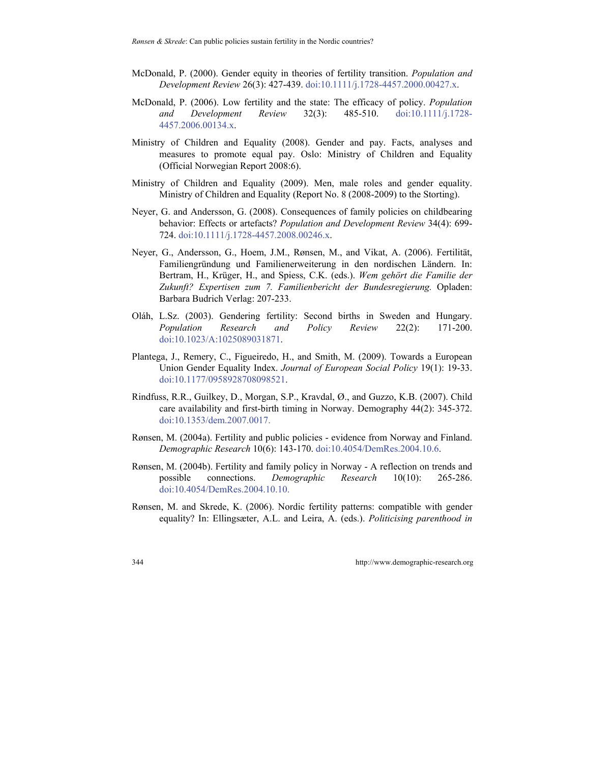McDonald, P. (2000). Gender equity in theories of fertility transition. *Population and Development Review* 26(3): 427-439. doi:10.1111/j.1728-4457.2000.00427.x.

McDonald, P. (2006). Low fertility and the state: The efficacy of policy. *Population and Development Review* 32(3): 485-510. doi:10.1111/j.1728-4457.2006.00134.x.

Ministry of Children and Equality (2008). Gender and pay. Facts, analyses and measures to promote equal pay. Oslo: Ministry of Children and Equality (Official Norwegian Report 2008:6).

Ministry of Children and Equality (2009). Men, male roles and gender equality. Ministry of Children and Equality (Report No. 8 (2008-2009) to the Storting).

Neyer, G. and Andersson, G. (2008). Consequences of family policies on childbearing behavior: Effects or artefacts? *Population and Development Review* 34(4): 699-724. doi:10.1111/j.1728-4457.2008.00246.x.

Neyer, G., Andersson, G., Hoem, J.M., Rønsen, M., and Vikat, A. (2006). Fertilität, Familiengründung und Familienerweiterung in den nordischen Ländern. In: Bertram, H., Krüger, H., and Spiess, C.K. (eds.). *Wem gehört die Familie der Zukunft? Expertisen zum 7. Familienbericht der Bundesregierung.* Opladen: Barbara Budrich Verlag: 207-233.

Oláh, L.Sz. (2003). Gendering fertility: Second births in Sweden and Hungary. *Population Research and Policy Review* 22(2): 171-200. doi:10.1023/A:1025089031871.

Plantega, J., Remery, C., Figueiredo, H., and Smith, M. (2009). Towards a European Union Gender Equality Index. *Journal of European Social Policy* 19(1): 19-33. doi:10.1177/0958928708098521.

Rindfuss, R.R., Guilkey, D., Morgan, S.P., Kravdal, Ø., and Guzzo, K.B. (2007). Child care availability and first-birth timing in Norway. Demography 44(2): 345-372. doi:10.1353/dem.2007.0017.

Rønsen, M. (2004a). Fertility and public policies - evidence from Norway and Finland. *Demographic Research* 10(6): 143-170. doi:10.4054/DemRes.2004.10.6.

Rønsen, M. (2004b). Fertility and family policy in Norway - A reflection on trends and possible connections. *Demographic Research* 10(10): 265-286. doi:10.4054/DemRes.2004.10.10.

Rønsen, M. and Skrede, K. (2006). Nordic fertility patterns: compatible with gender equality? In: Ellingsæter, A.L. and Leira, A. (eds.). *Politicising parenthood in*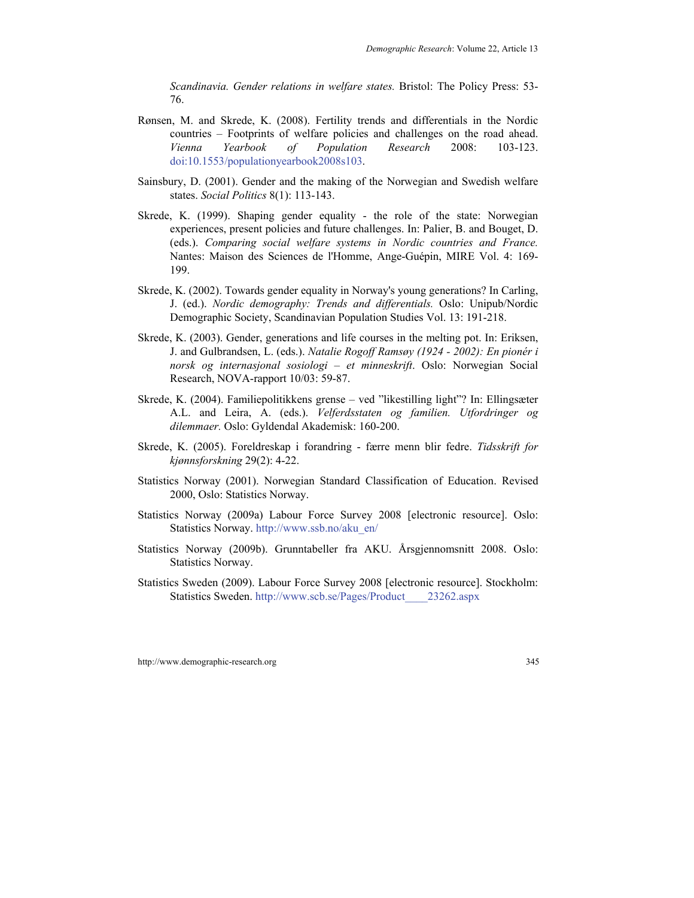*Scandinavia. Gender relations in welfare states.* Bristol: The Policy Press: 53-76.

Rønsen, M. and Skrede, K. (2008). Fertility trends and differentials in the Nordic countries – Footprints of welfare policies and challenges on the road ahead. *Vienna Yearbook of Population Research* 2008: 103-123. doi:10.1553/populationyearbook2008s103.

Sainsbury, D. (2001). Gender and the making of the Norwegian and Swedish welfare states. *Social Politics* 8(1): 113-143.

Skrede, K. (1999). Shaping gender equality - the role of the state: Norwegian experiences, present policies and future challenges. In: Palier, B. and Bouget, D. (eds.). *Comparing social welfare systems in Nordic countries and France.* Nantes: Maison des Sciences de l'Homme, Ange-Guépin, MIRE Vol. 4: 169-199.

Skrede, K. (2002). Towards gender equality in Norway's young generations? In Carling, J. (ed.). *Nordic demography: Trends and differentials.* Oslo: Unipub/Nordic Demographic Society, Scandinavian Population Studies Vol. 13: 191-218.

Skrede, K. (2003). Gender, generations and life courses in the melting pot. In: Eriksen, J. and Gulbrandsen, L. (eds.). *Natalie Rogoff Ramsøy (1924 - 2002): En pionér i norsk og internasjonal sosiologi – et minneskrift*. Oslo: Norwegian Social Research, NOVA-rapport 10/03: 59-87.

Skrede, K. (2004). Familiepolitikkens grense – ved "likestilling light"? In: Ellingsæter A.L. and Leira, A. (eds.). *Velferdsstaten og familien. Utfordringer og dilemmaer.* Oslo: Gyldendal Akademisk: 160-200.

Skrede, K. (2005). Foreldreskap i forandring - færre menn blir fedre. *Tidsskrift for kjønnsforskning* 29(2): 4-22.

Statistics Norway (2001). Norwegian Standard Classification of Education. Revised 2000, Oslo: Statistics Norway.

Statistics Norway (2009a) Labour Force Survey 2008 [electronic resource]. Oslo: Statistics Norway. http://www.ssb.no/aku_en/

Statistics Norway (2009b). Grunntabeller fra AKU. Årsgjennomsnitt 2008. Oslo: Statistics Norway.

Statistics Sweden (2009). Labour Force Survey 2008 [electronic resource]. Stockholm: Statistics Sweden. http://www.scb.se/Pages/Product____23262.aspx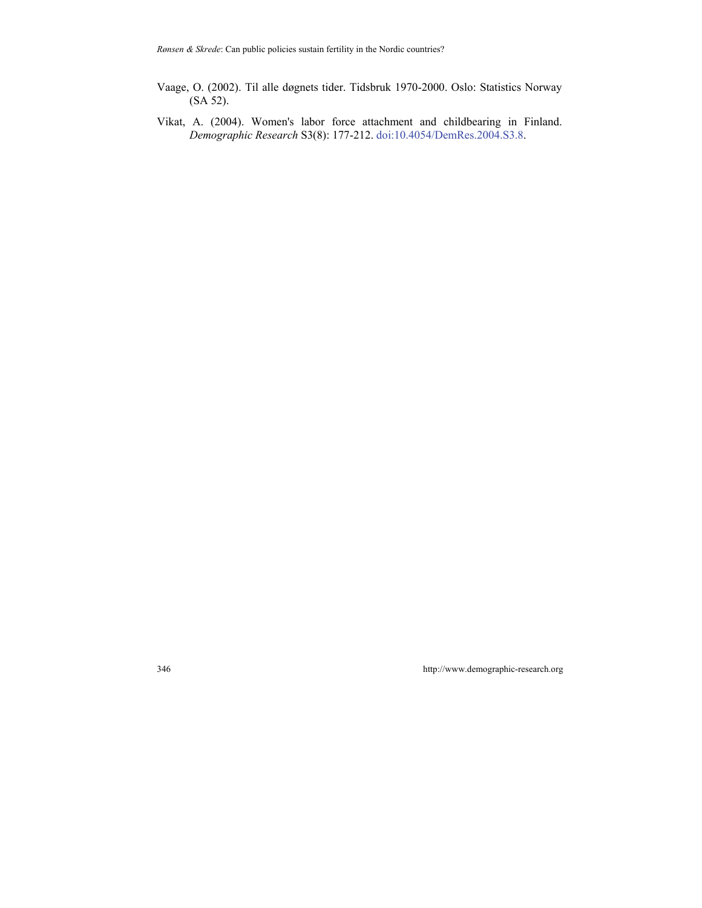Vaage, O. (2002). Til alle døgnets tider. Tidsbruk 1970-2000. Oslo: Statistics Norway (SA 52).

Vikat, A. (2004). Women's labor force attachment and childbearing in Finland. *Demographic Research* S3(8): 177-212. doi:10.4054/DemRes.2004.S3.8.